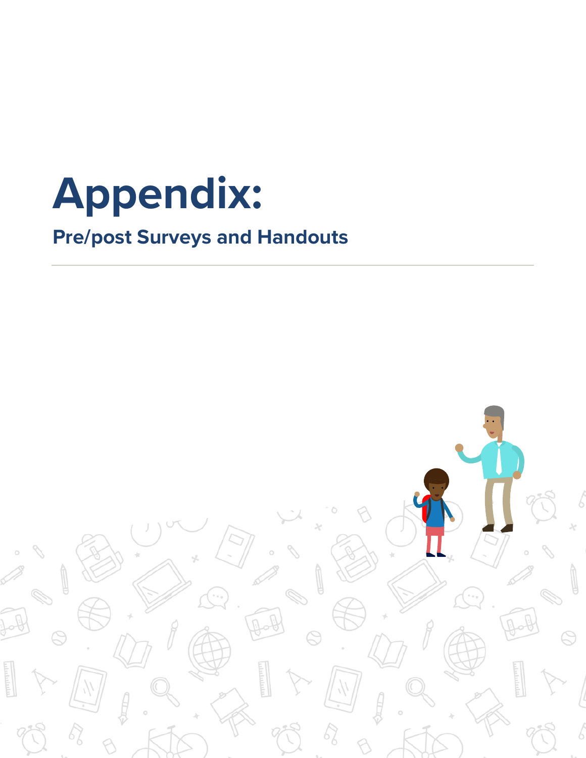# Appendix:

## Pre/post Surveys and Handouts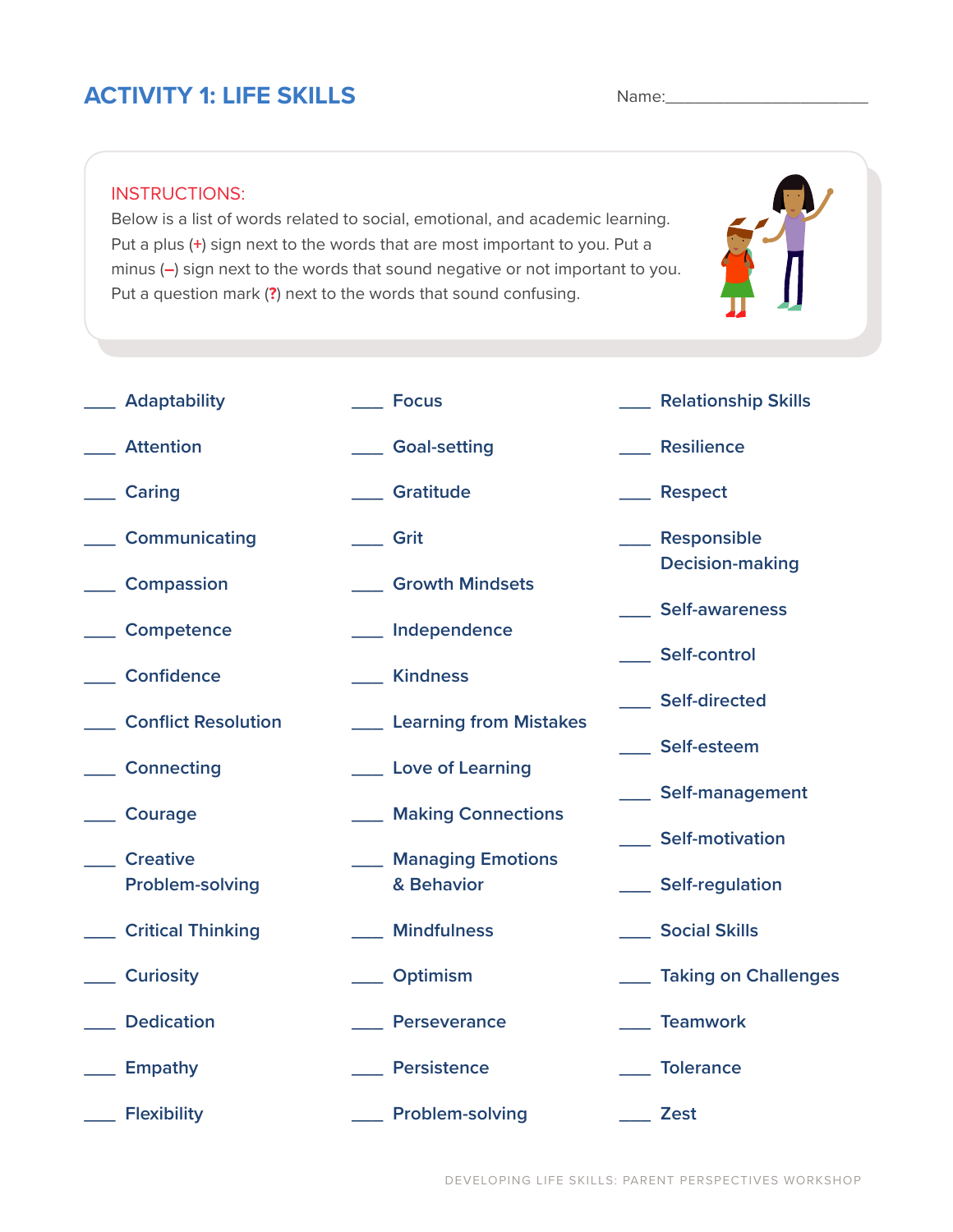# ACTIVITY 1: LIFE SKILLS

Name:\_\_\_\_\_\_\_\_\_\_\_\_\_\_\_\_\_\_\_\_\_\_\_\_

**INSTRUCTIONS:**
Below is a list of words related to social, emotional, and academic learning. Put a plus (+) sign next to the words that are most important to you. Put a minus (–) sign next to the words that sound negative or not important to you. Put a question mark (?) next to the words that sound confusing.

\_\_\_\_ Adaptability
\_\_\_\_ Attention
\_\_\_\_ Caring
\_\_\_\_ Communicating
\_\_\_\_ Compassion
\_\_\_\_ Competence
\_\_\_\_ Confidence
\_\_\_\_ Conflict Resolution
\_\_\_\_ Connecting
\_\_\_\_ Courage
\_\_\_\_ Creative Problem-solving
\_\_\_\_ Critical Thinking
\_\_\_\_ Curiosity
\_\_\_\_ Dedication
\_\_\_\_ Empathy
\_\_\_\_ Flexibility

\_\_\_\_ Focus
\_\_\_\_ Goal-setting
\_\_\_\_ Gratitude
\_\_\_\_ Grit
\_\_\_\_ Growth Mindsets
\_\_\_\_ Independence
\_\_\_\_ Kindness
\_\_\_\_ Learning from Mistakes
\_\_\_\_ Love of Learning
\_\_\_\_ Making Connections
\_\_\_\_ Managing Emotions & Behavior
\_\_\_\_ Mindfulness
\_\_\_\_ Optimism
\_\_\_\_ Perseverance
\_\_\_\_ Persistence
\_\_\_\_ Problem-solving

\_\_\_\_ Relationship Skills
\_\_\_\_ Resilience
\_\_\_\_ Respect
\_\_\_\_ Responsible Decision-making
\_\_\_\_ Self-awareness
\_\_\_\_ Self-control
\_\_\_\_ Self-directed
\_\_\_\_ Self-esteem
\_\_\_\_ Self-management
\_\_\_\_ Self-motivation
\_\_\_\_ Self-regulation
\_\_\_\_ Social Skills
\_\_\_\_ Taking on Challenges
\_\_\_\_ Teamwork
\_\_\_\_ Tolerance
\_\_\_\_ Zest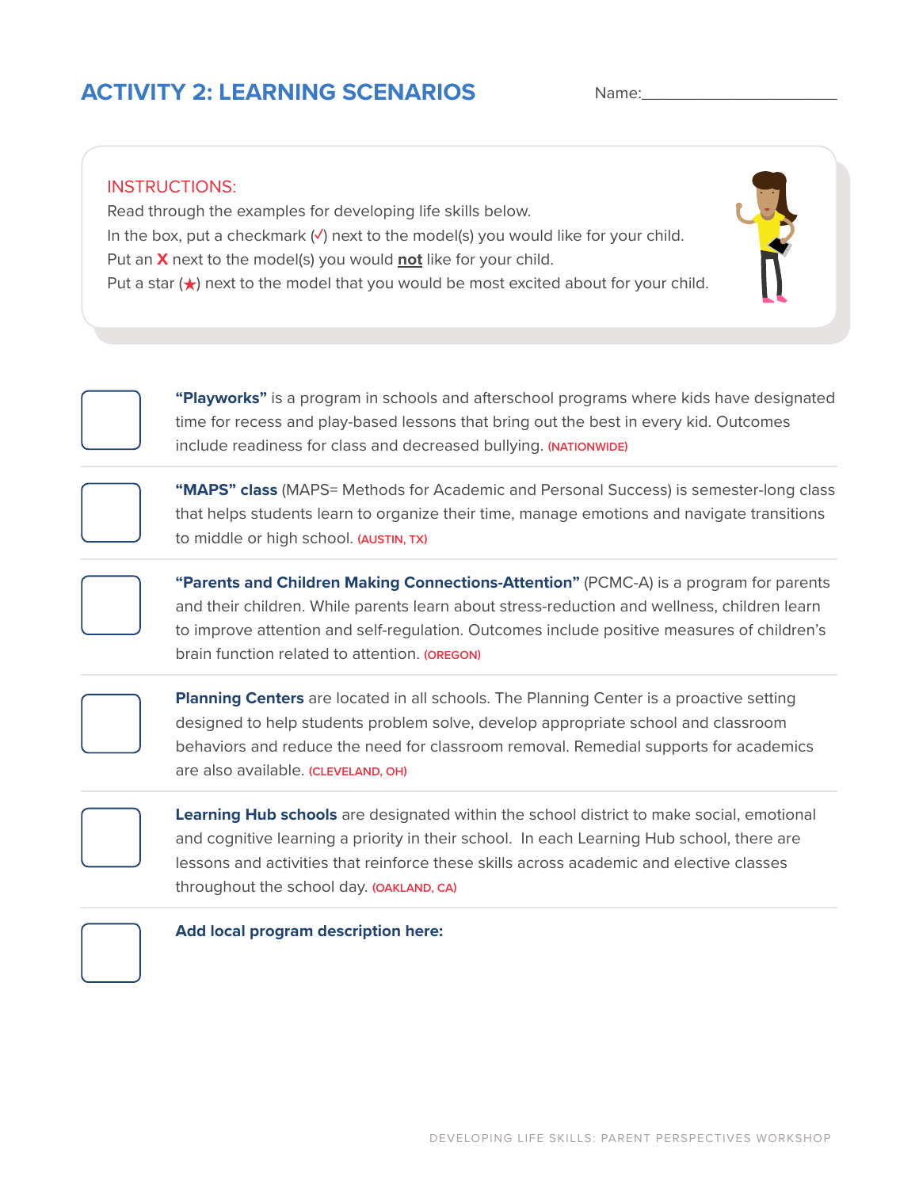## ACTIVITY 2: LEARNING SCENARIOS

Name:________________________

INSTRUCTIONS:

Read through the examples for developing life skills below.

In the box, put a checkmark (✓) next to the model(s) you would like for your child.

Put an **X** next to the model(s) you would **not** like for your child.

Put a star (★) next to the model that you would be most excited about for your child.

☐ **"Playworks"** is a program in schools and afterschool programs where kids have designated time for recess and play-based lessons that bring out the best in every kid. Outcomes include readiness for class and decreased bullying. (NATIONWIDE)

☐ **"MAPS" class** (MAPS= Methods for Academic and Personal Success) is semester-long class that helps students learn to organize their time, manage emotions and navigate transitions to middle or high school. (AUSTIN, TX)

☐ **"Parents and Children Making Connections-Attention"** (PCMC-A) is a program for parents and their children. While parents learn about stress-reduction and wellness, children learn to improve attention and self-regulation. Outcomes include positive measures of children's brain function related to attention. (OREGON)

☐ **Planning Centers** are located in all schools. The Planning Center is a proactive setting designed to help students problem solve, develop appropriate school and classroom behaviors and reduce the need for classroom removal. Remedial supports for academics are also available. (CLEVELAND, OH)

☐ **Learning Hub schools** are designated within the school district to make social, emotional and cognitive learning a priority in their school. In each Learning Hub school, there are lessons and activities that reinforce these skills across academic and elective classes throughout the school day. (OAKLAND, CA)

☐ **Add local program description here:**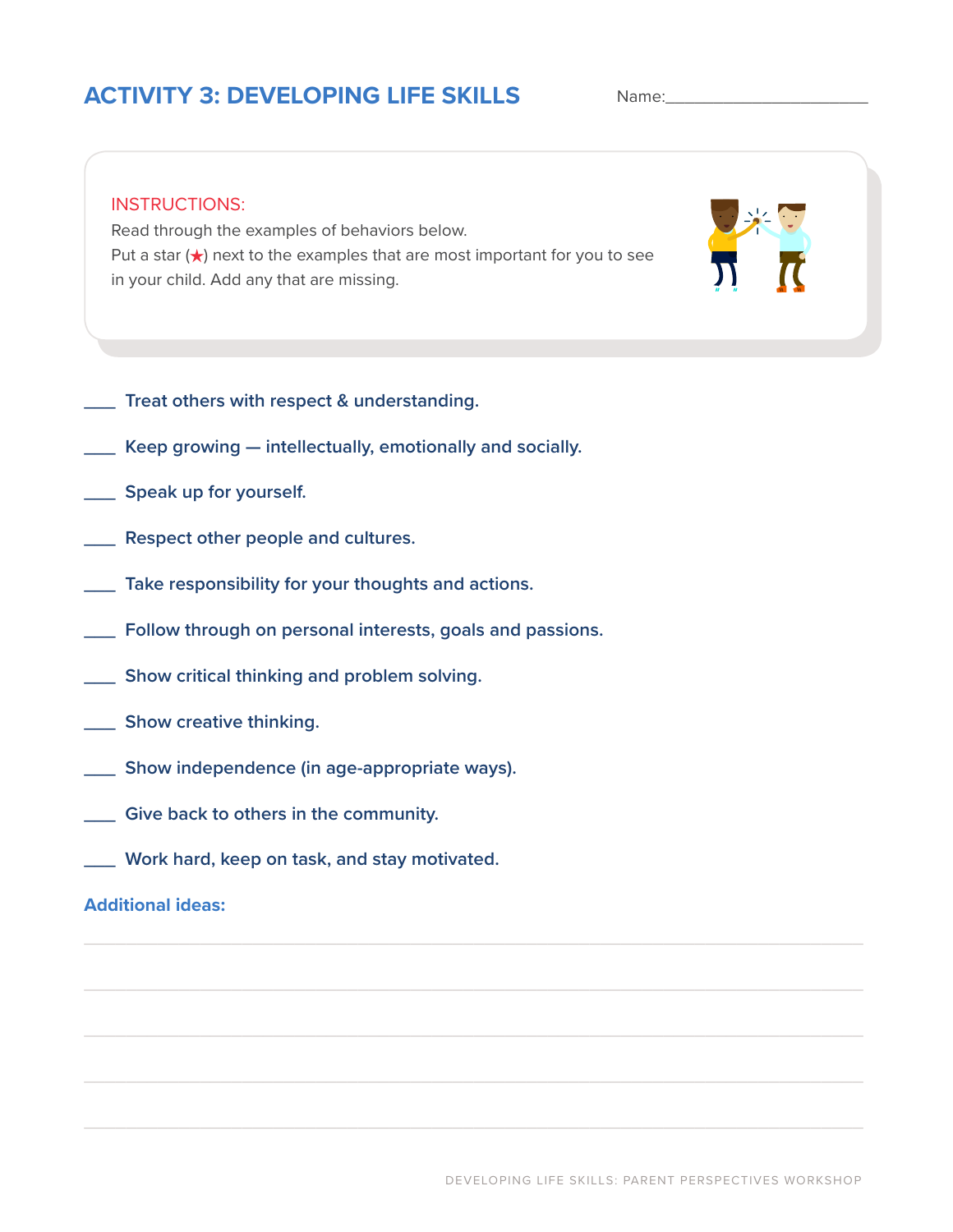# ACTIVITY 3: DEVELOPING LIFE SKILLS

Name:________________________

**INSTRUCTIONS:**

Read through the examples of behaviors below.
Put a star (★) next to the examples that are most important for you to see in your child. Add any that are missing.

____ Treat others with respect & understanding.

____ Keep growing — intellectually, emotionally and socially.

____ Speak up for yourself.

____ Respect other people and cultures.

____ Take responsibility for your thoughts and actions.

____ Follow through on personal interests, goals and passions.

____ Show critical thinking and problem solving.

____ Show creative thinking.

____ Show independence (in age-appropriate ways).

____ Give back to others in the community.

____ Work hard, keep on task, and stay motivated.

### Additional ideas:

_______________________________________________

_______________________________________________

_______________________________________________

_______________________________________________

_______________________________________________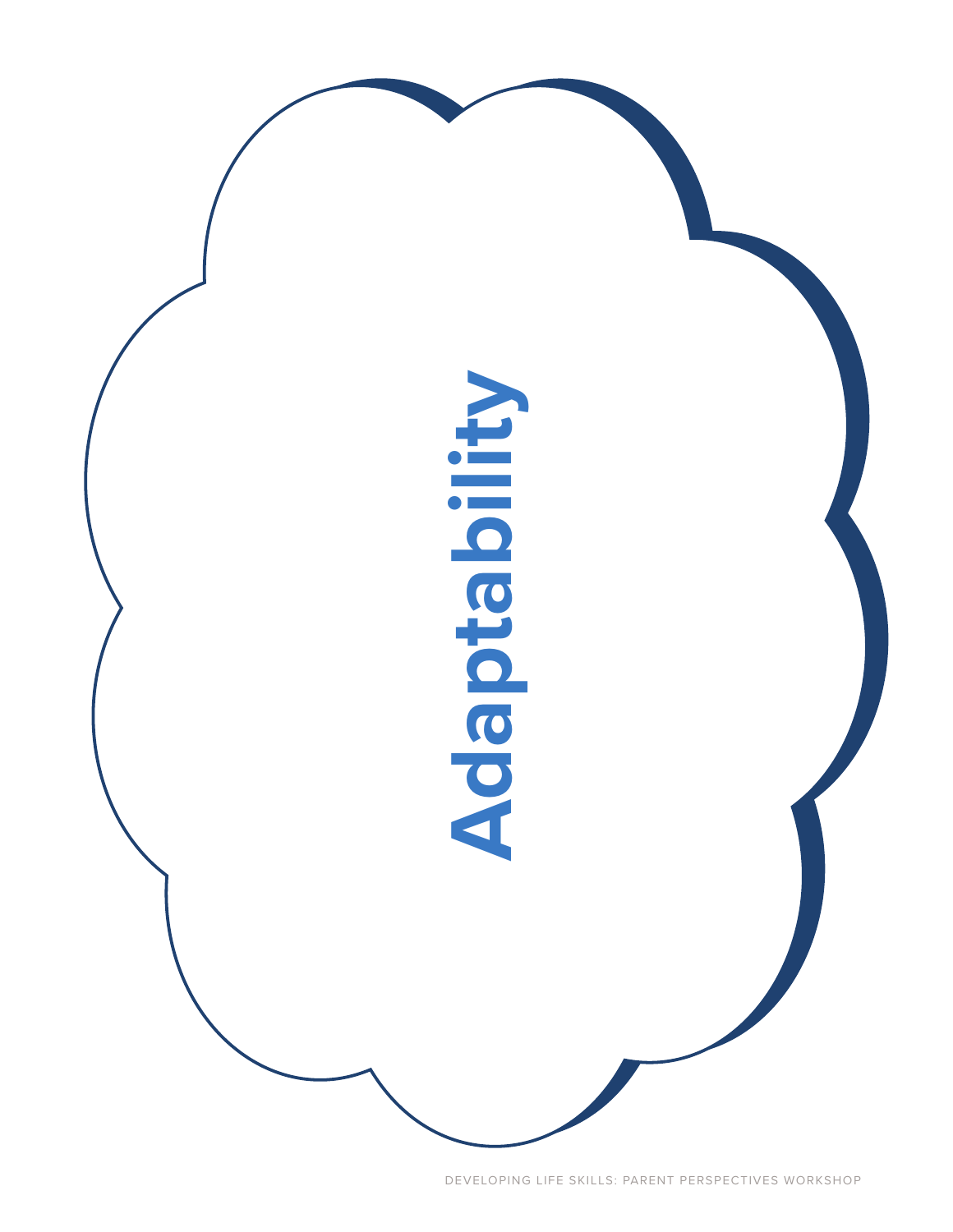# Adaptability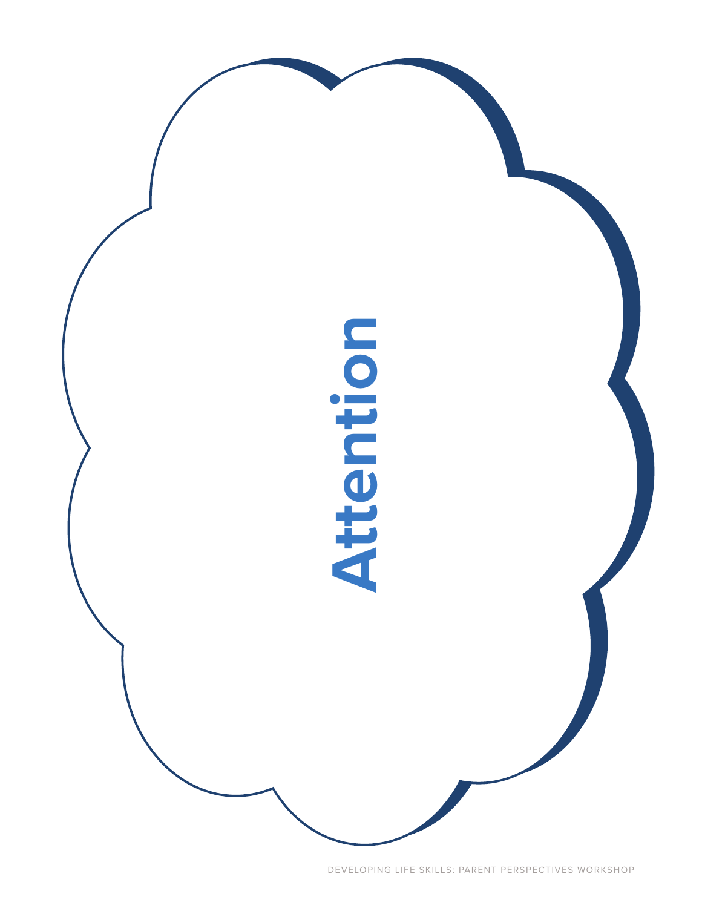# Attention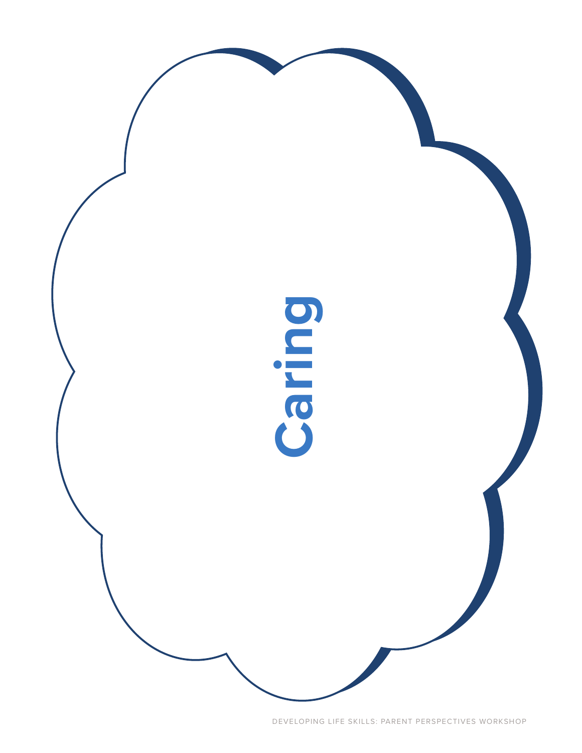Caring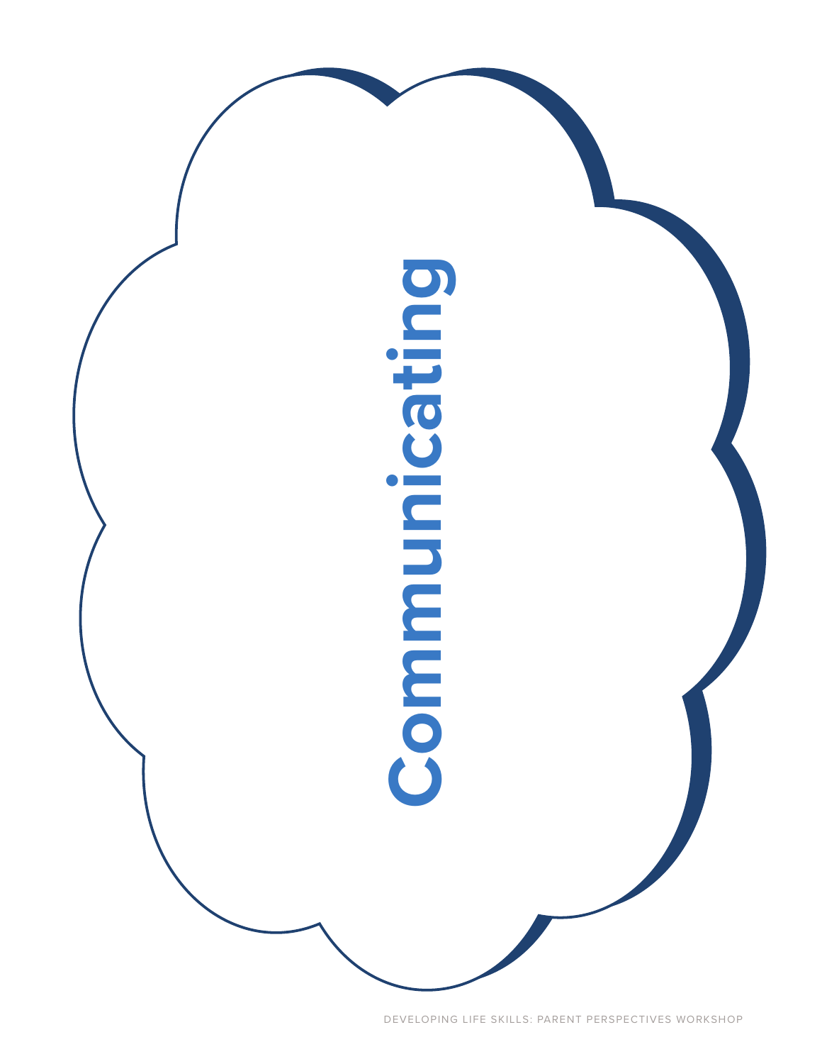# Communicating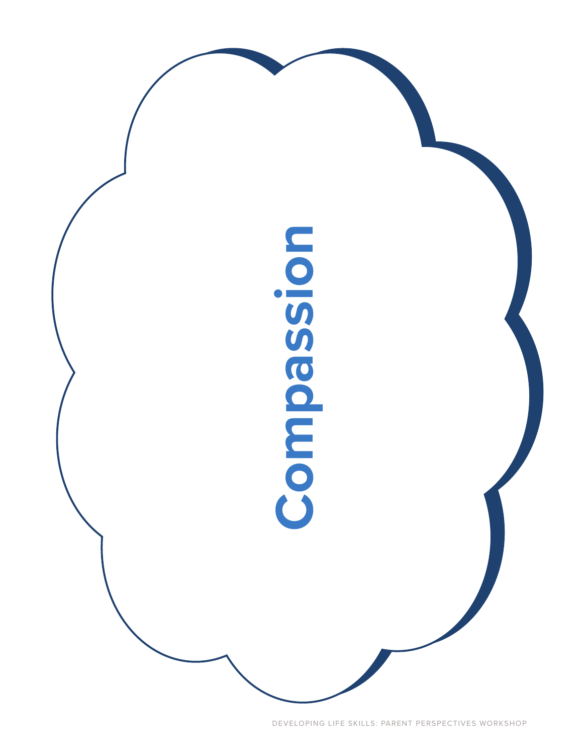# Compassion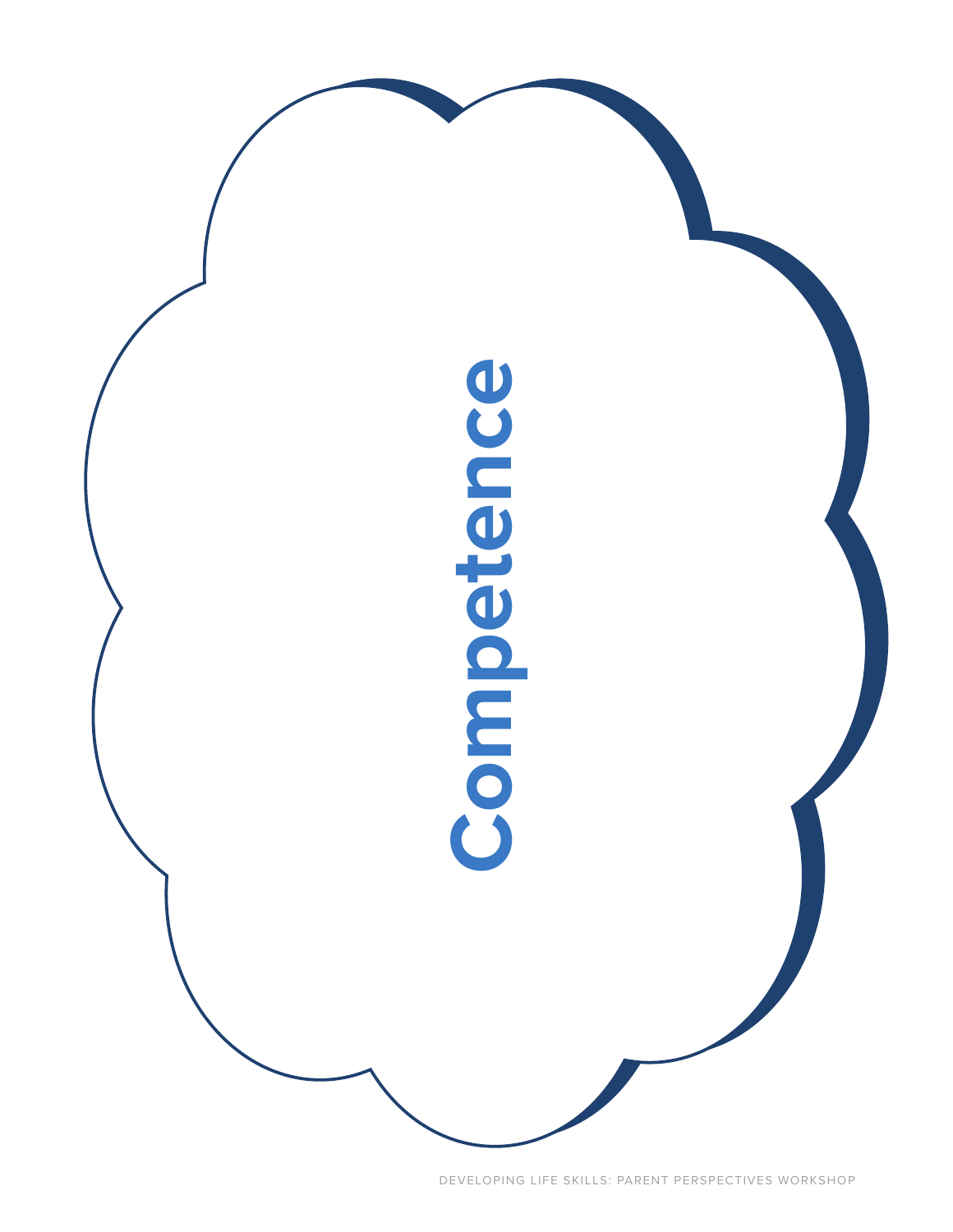# Competence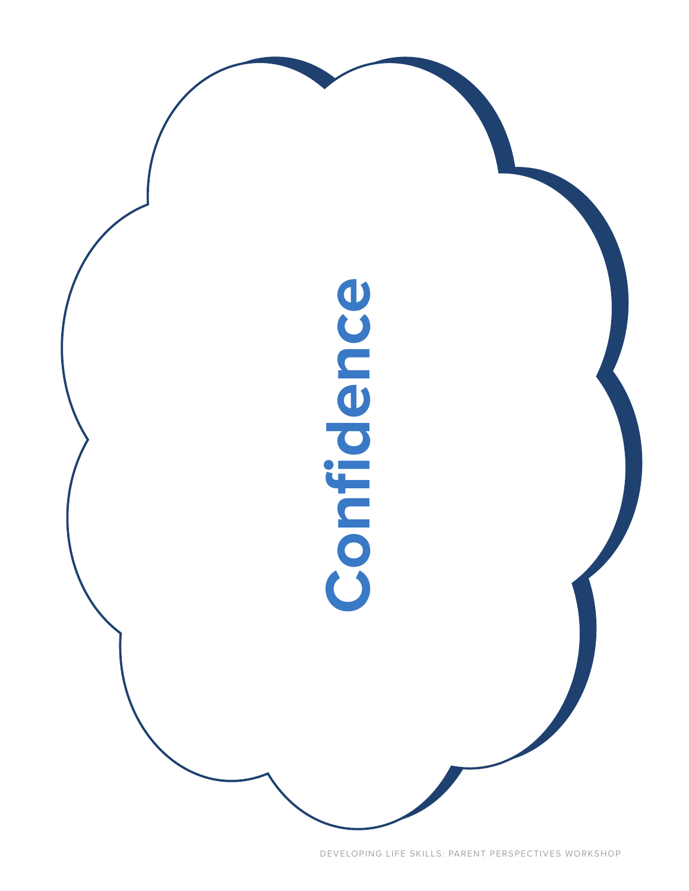# Confidence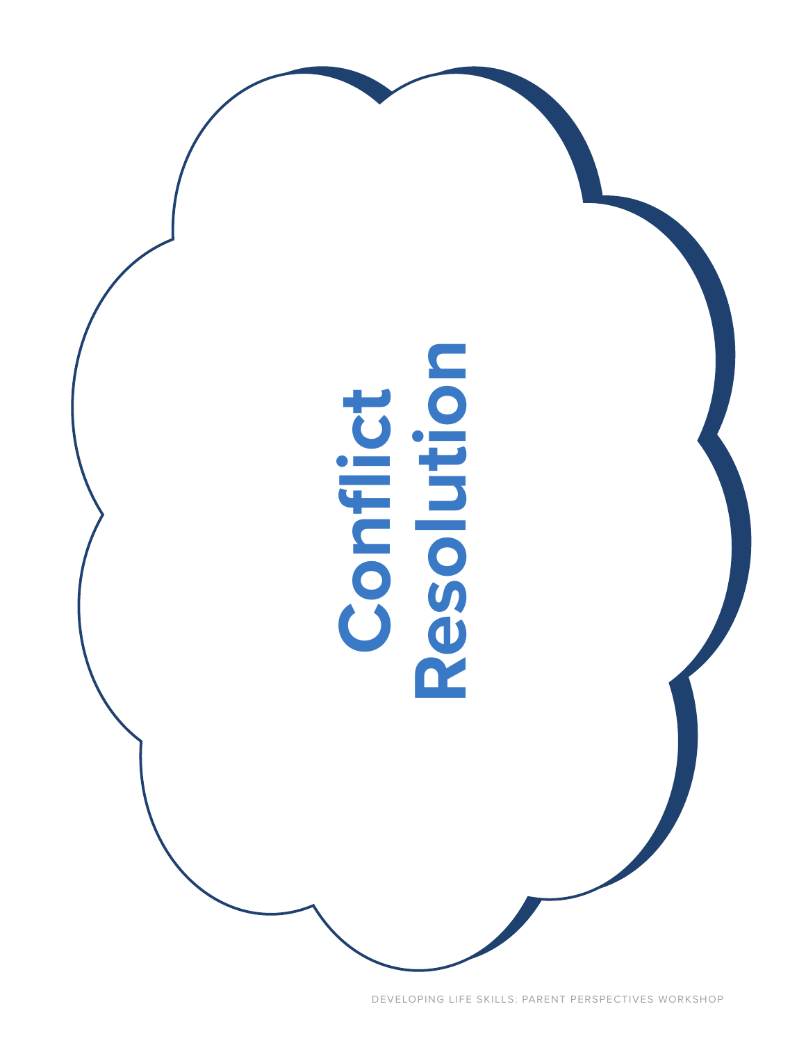# Conflict Resolution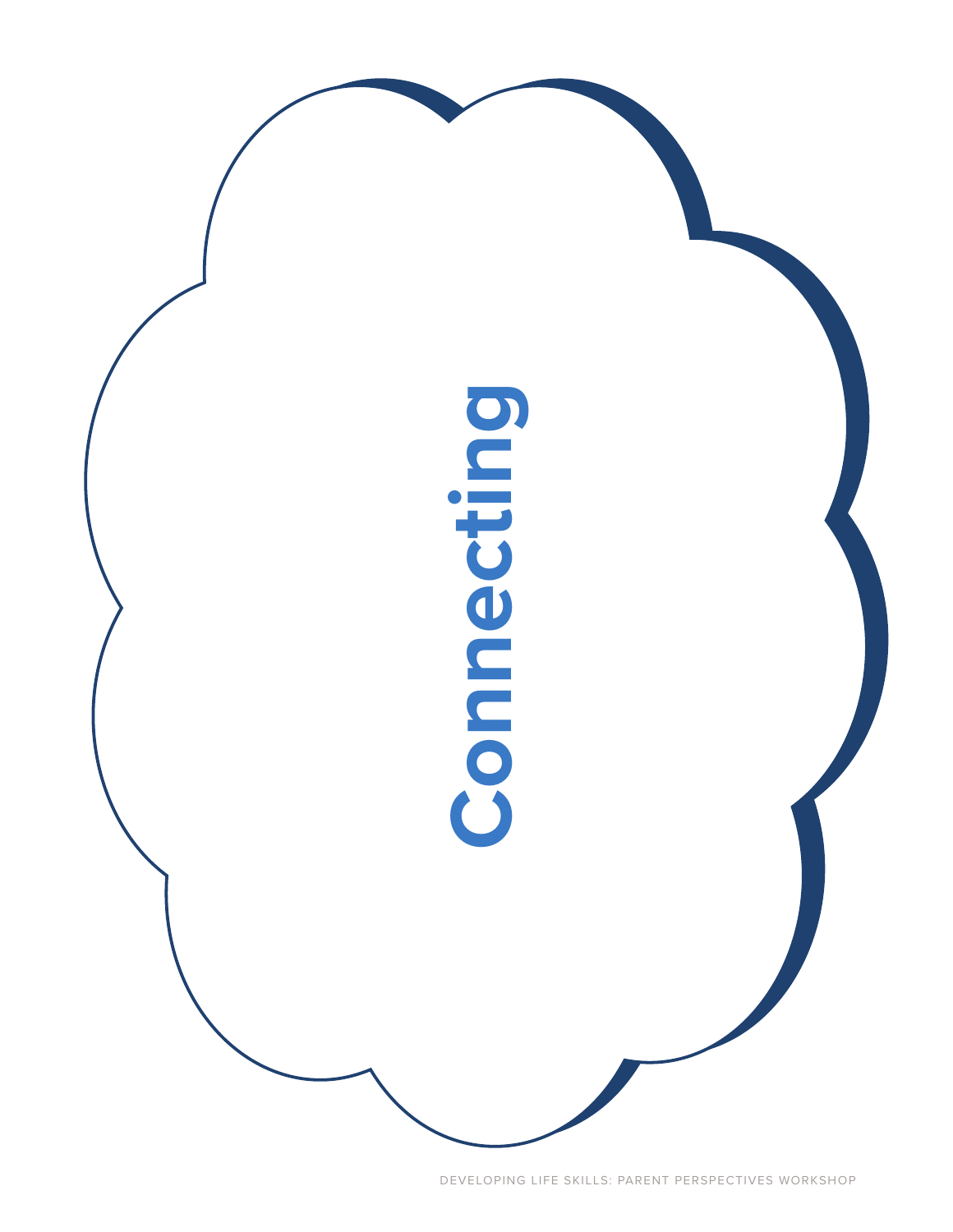# Connecting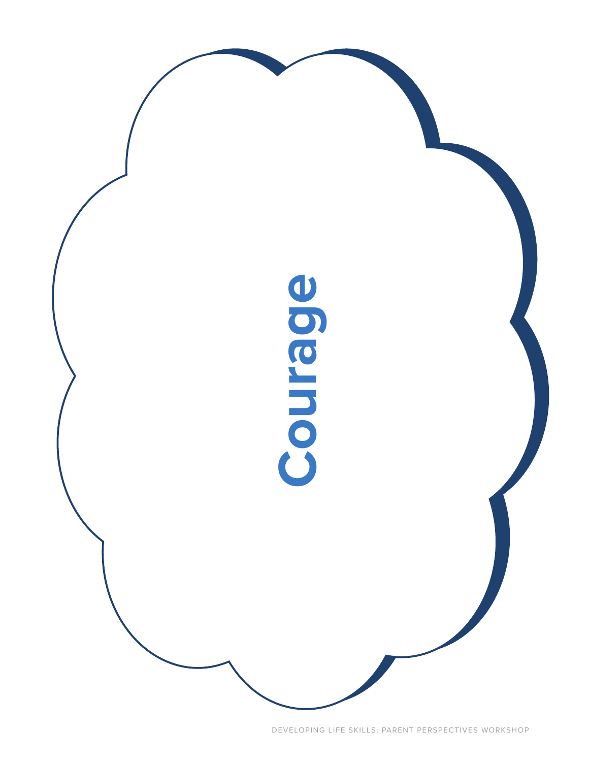Courage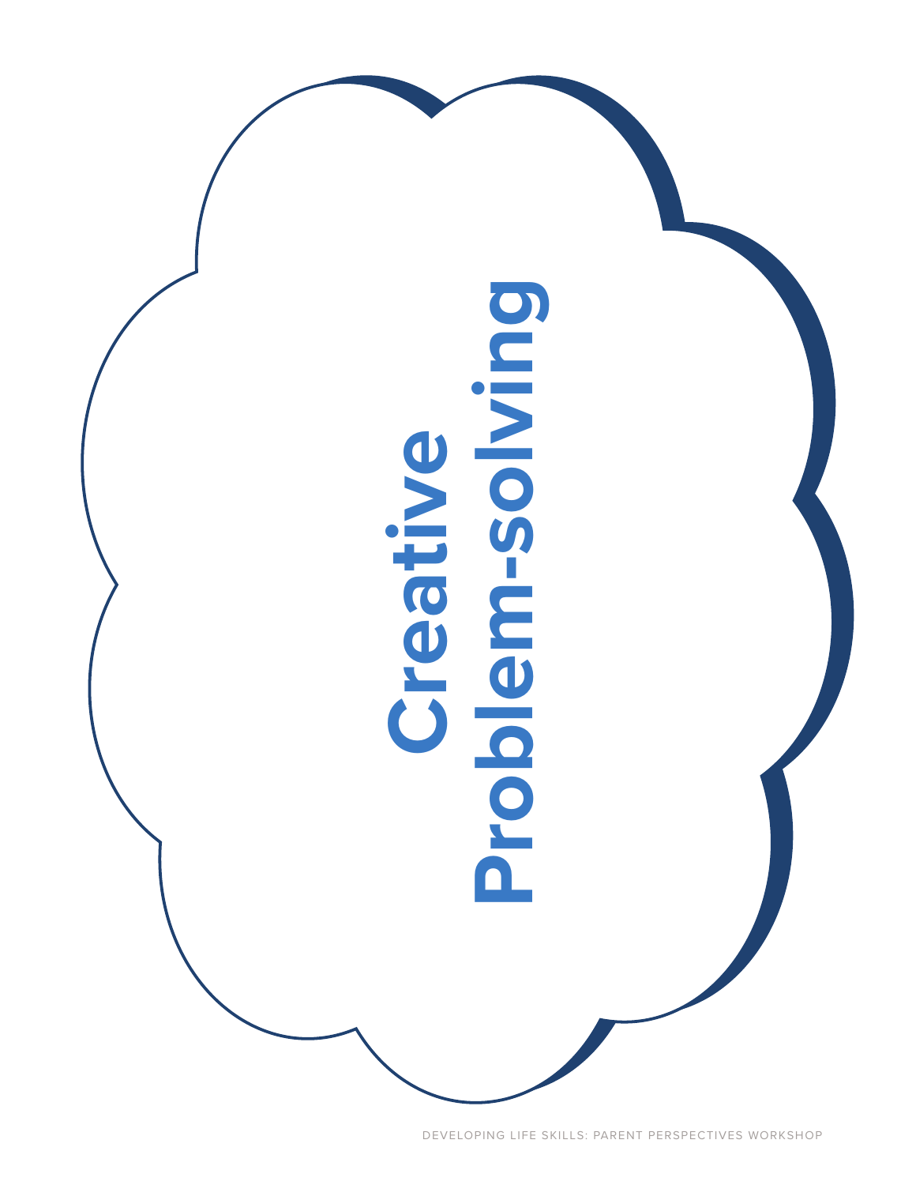# Creative Problem-solving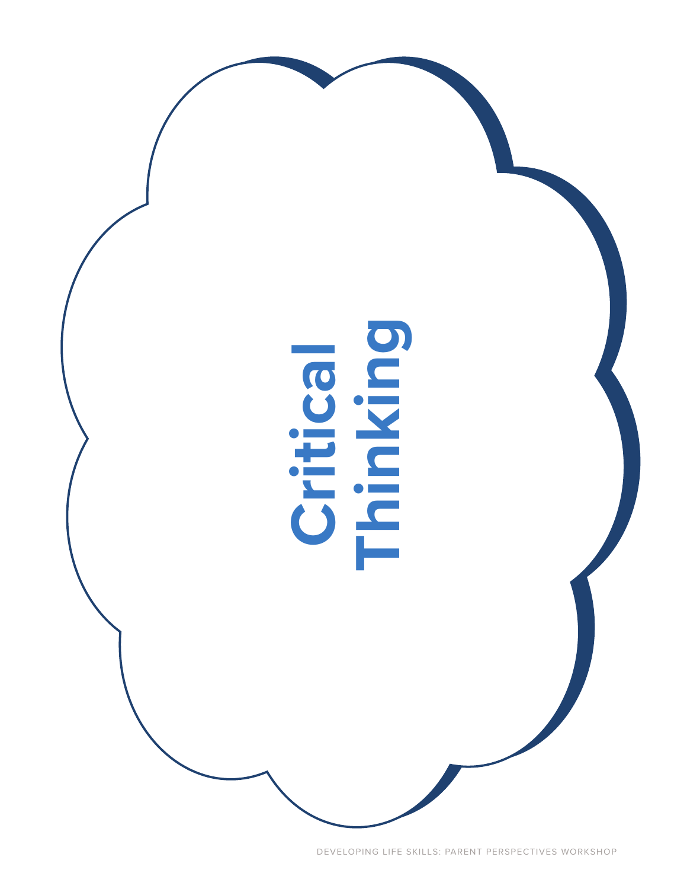# Critical Thinking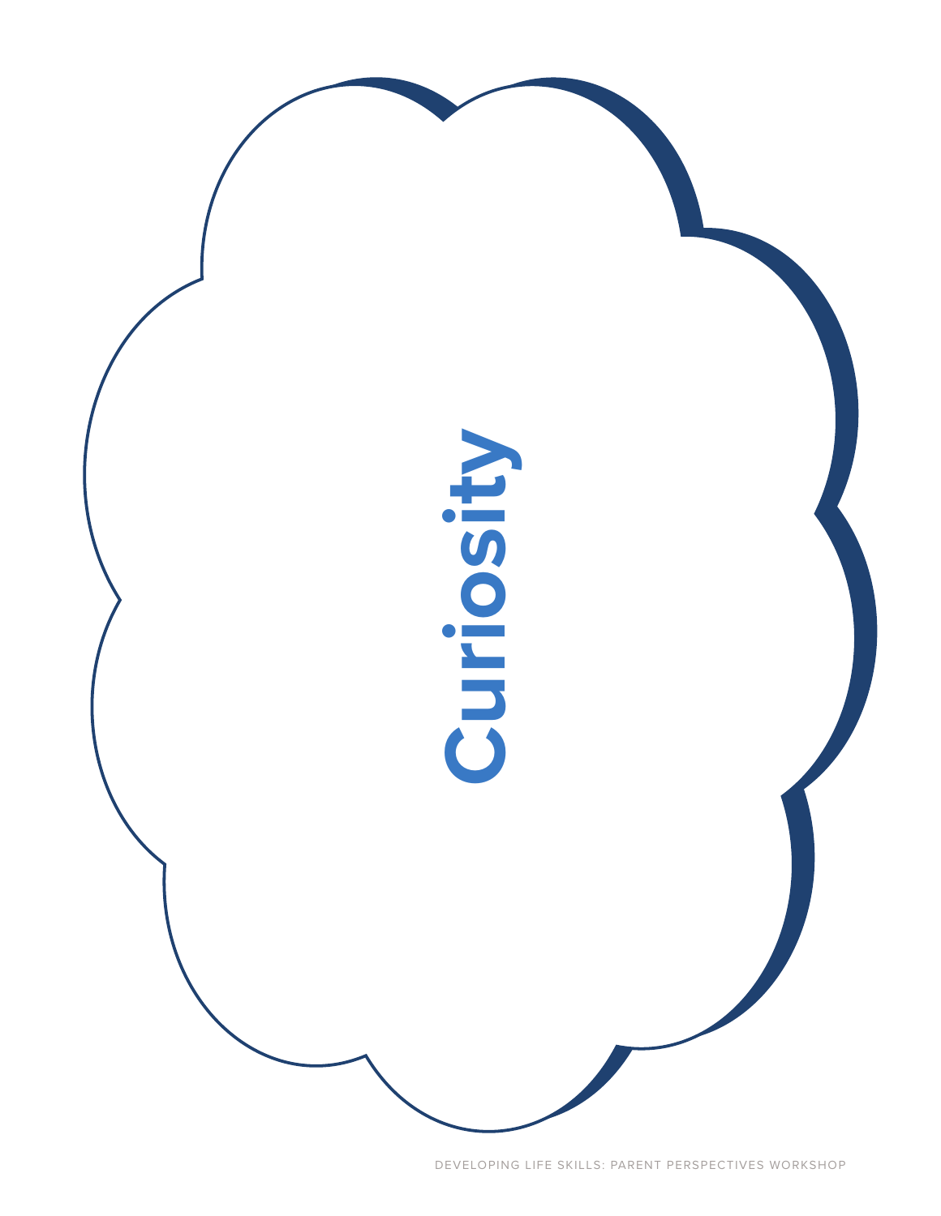# Curiosity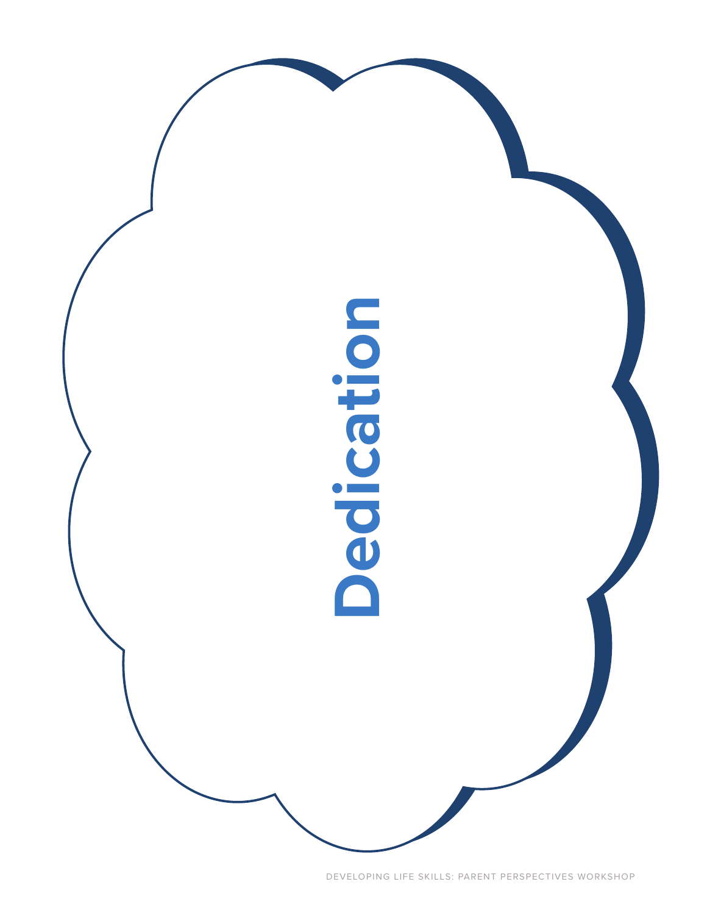# Dedication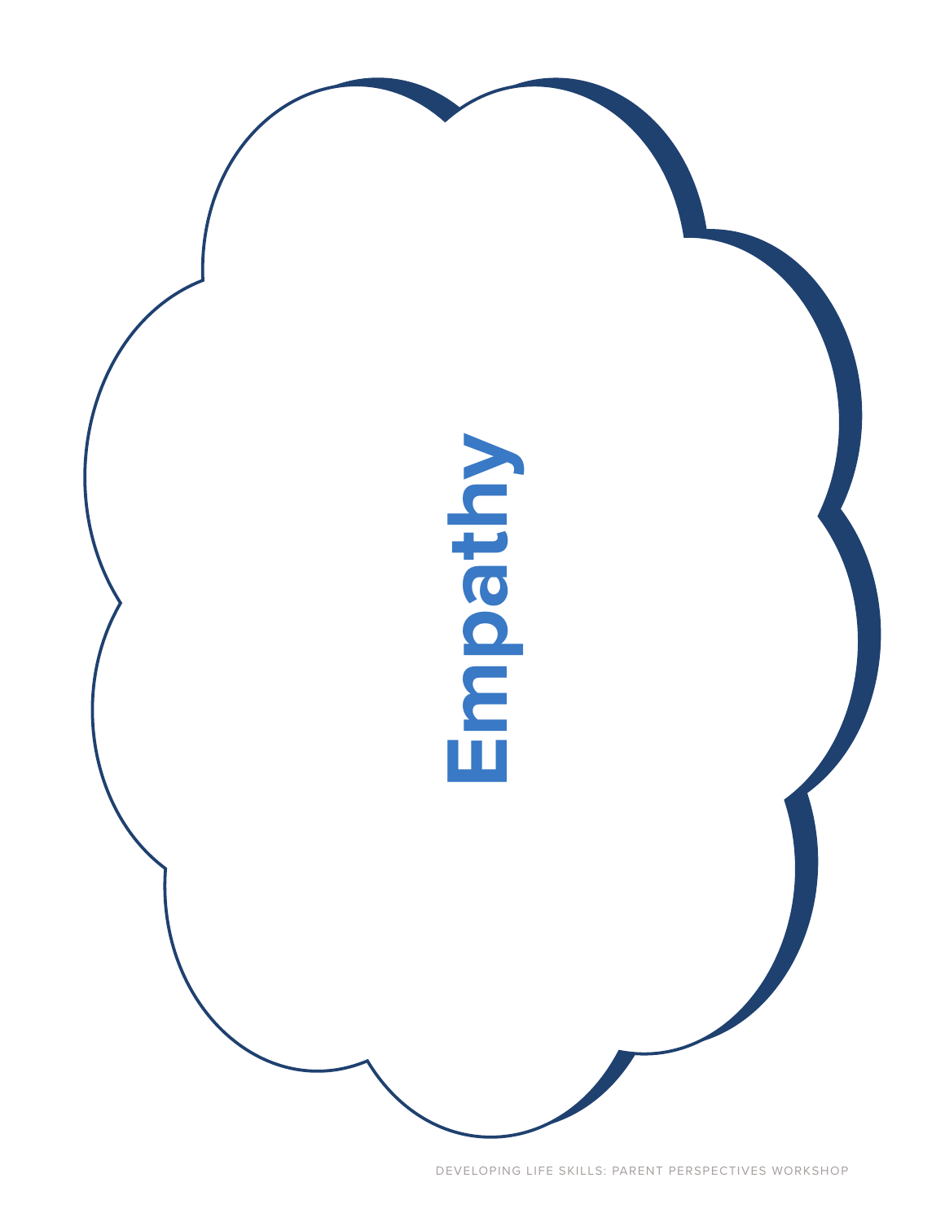# Empathy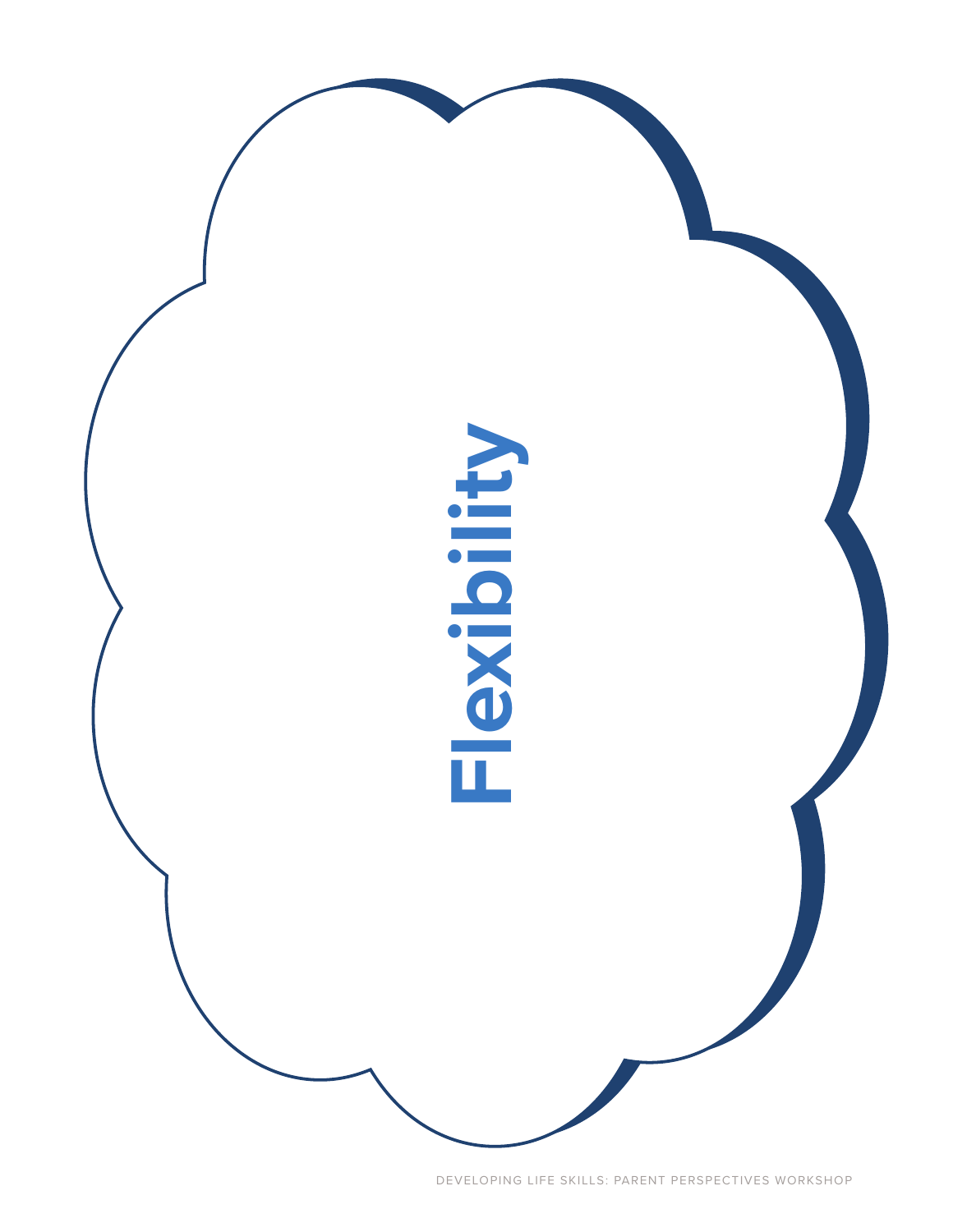# Flexibility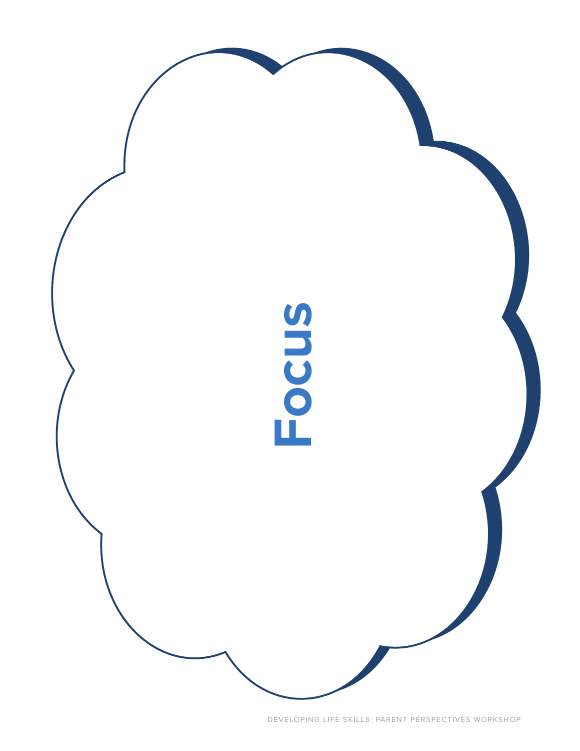# Focus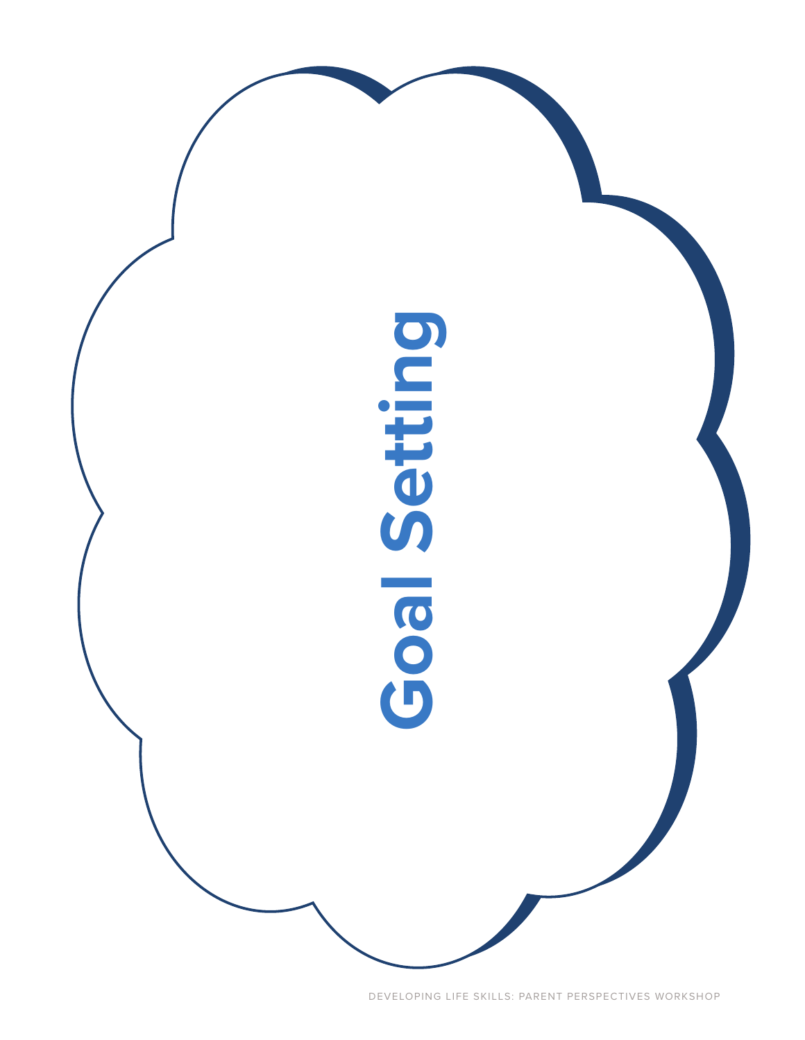# Goal Setting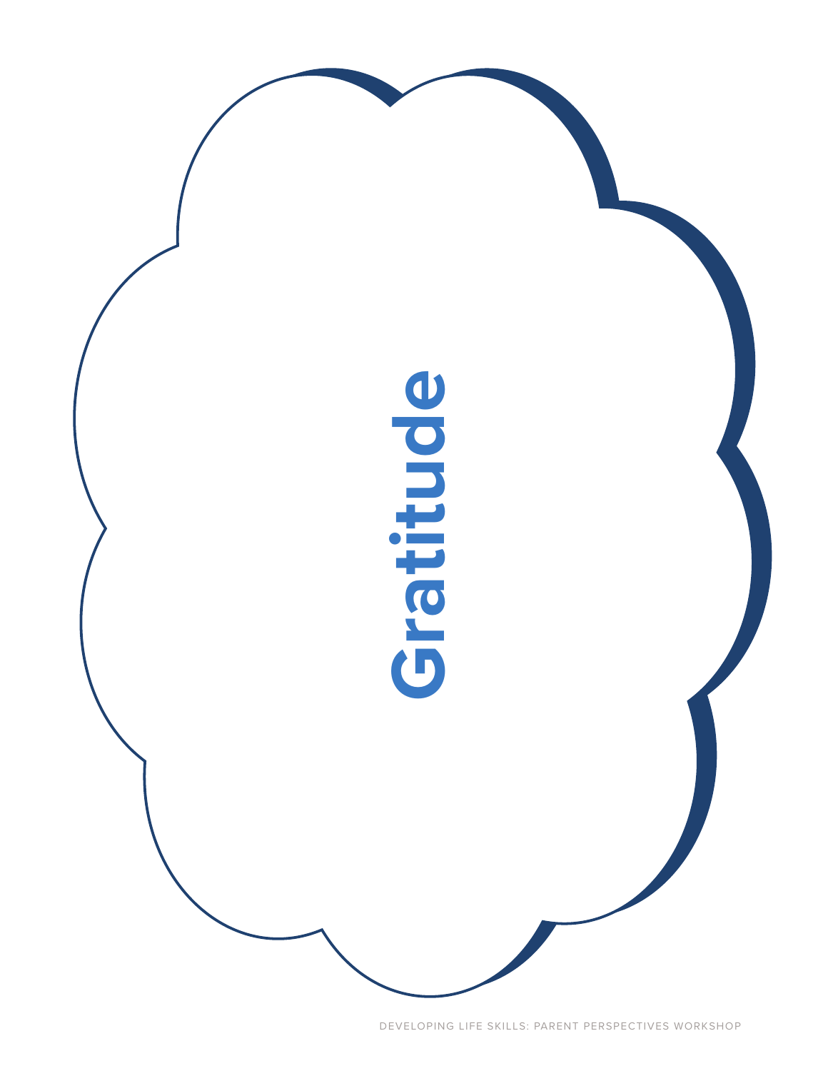# Gratitude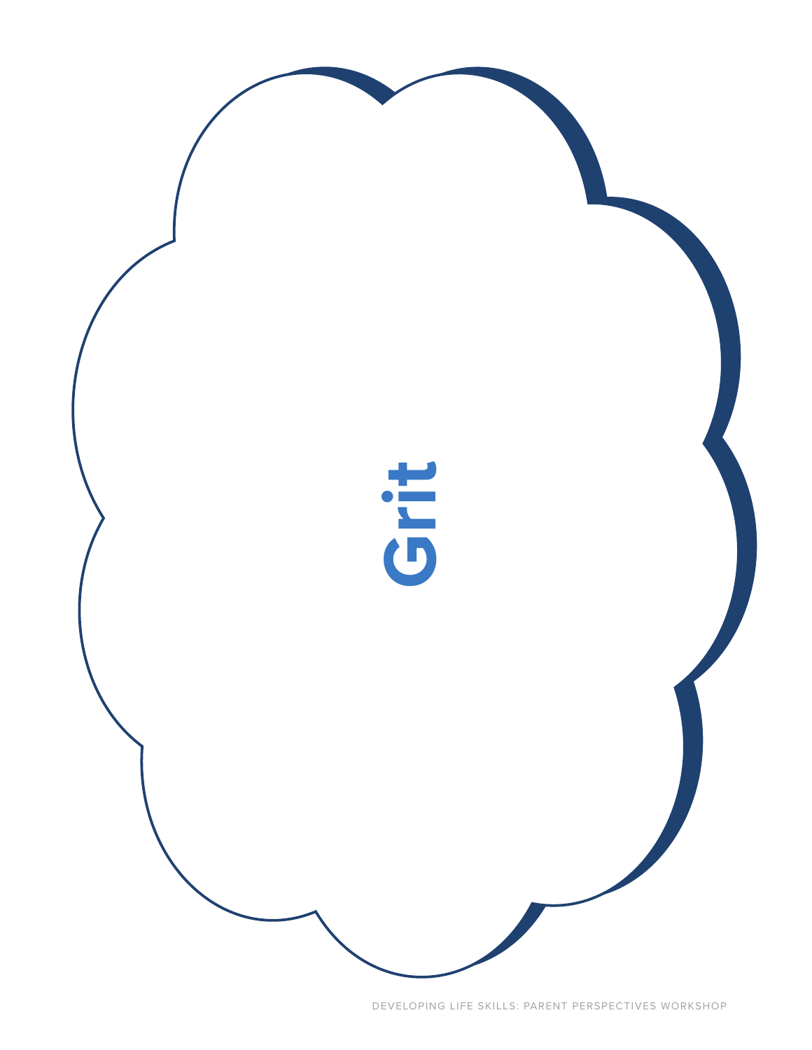Grit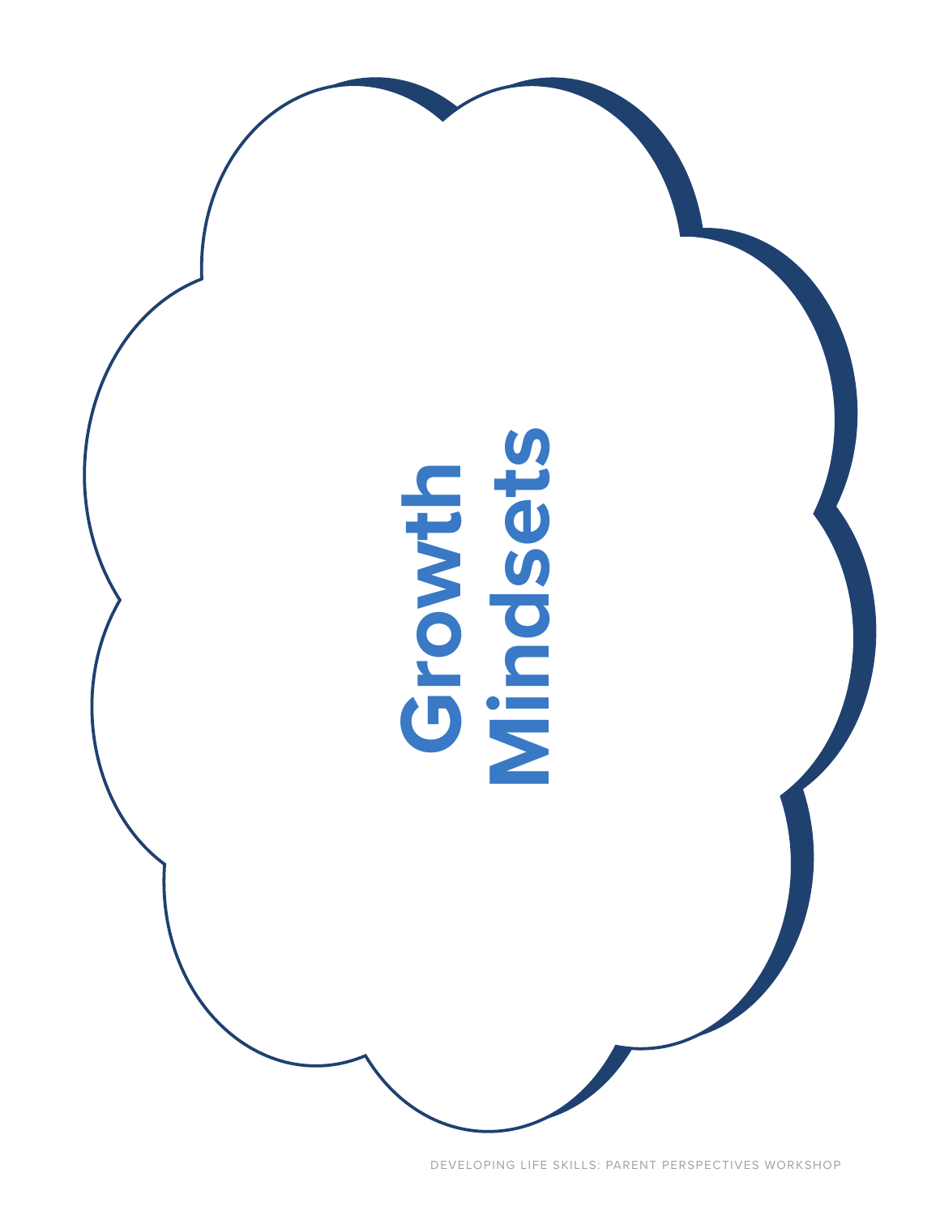# Growth Mindsets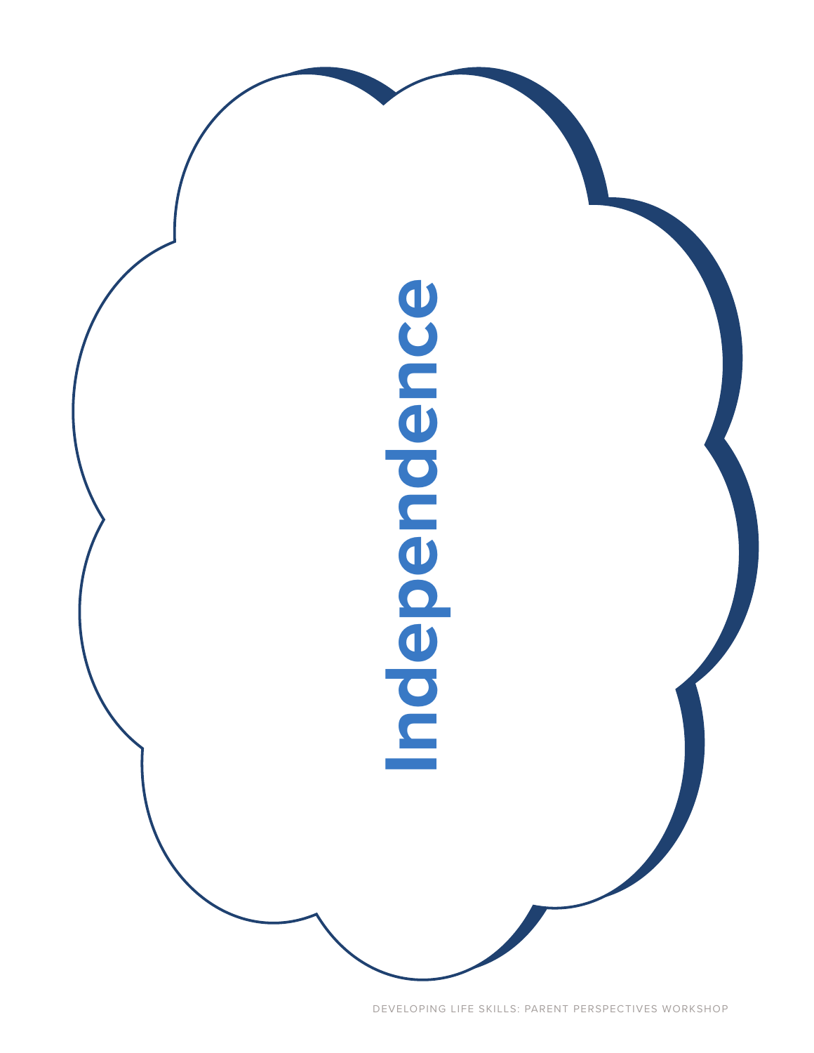# Independence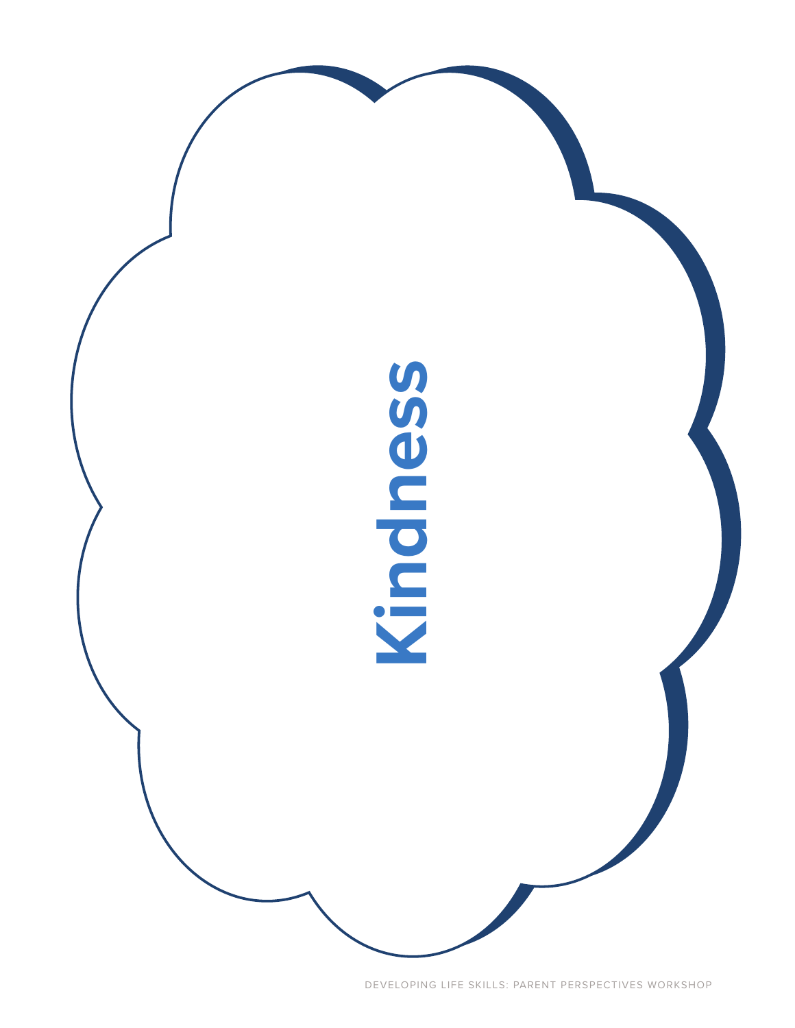Kindness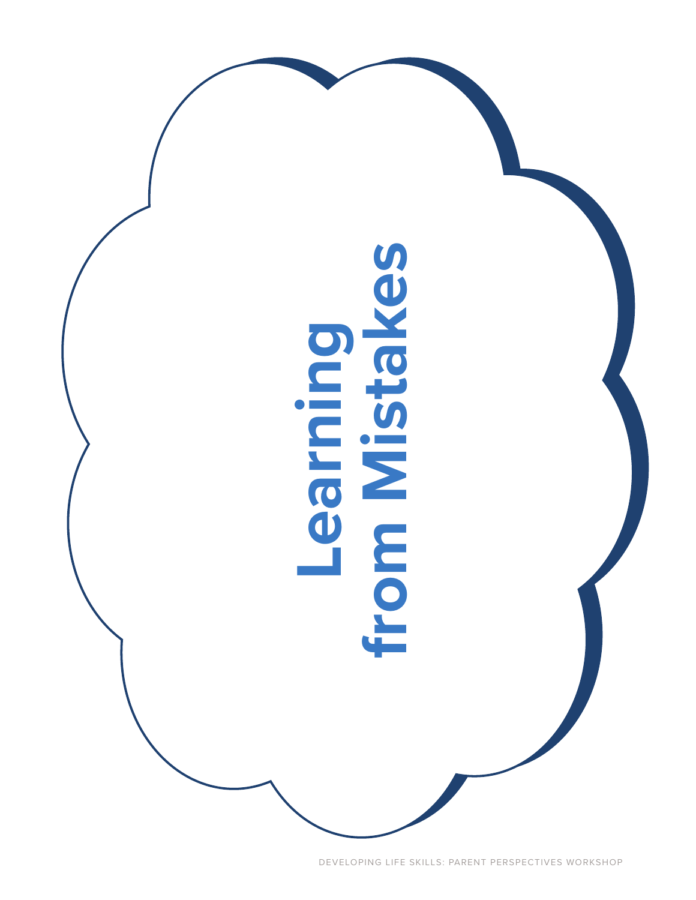# Learning from Mistakes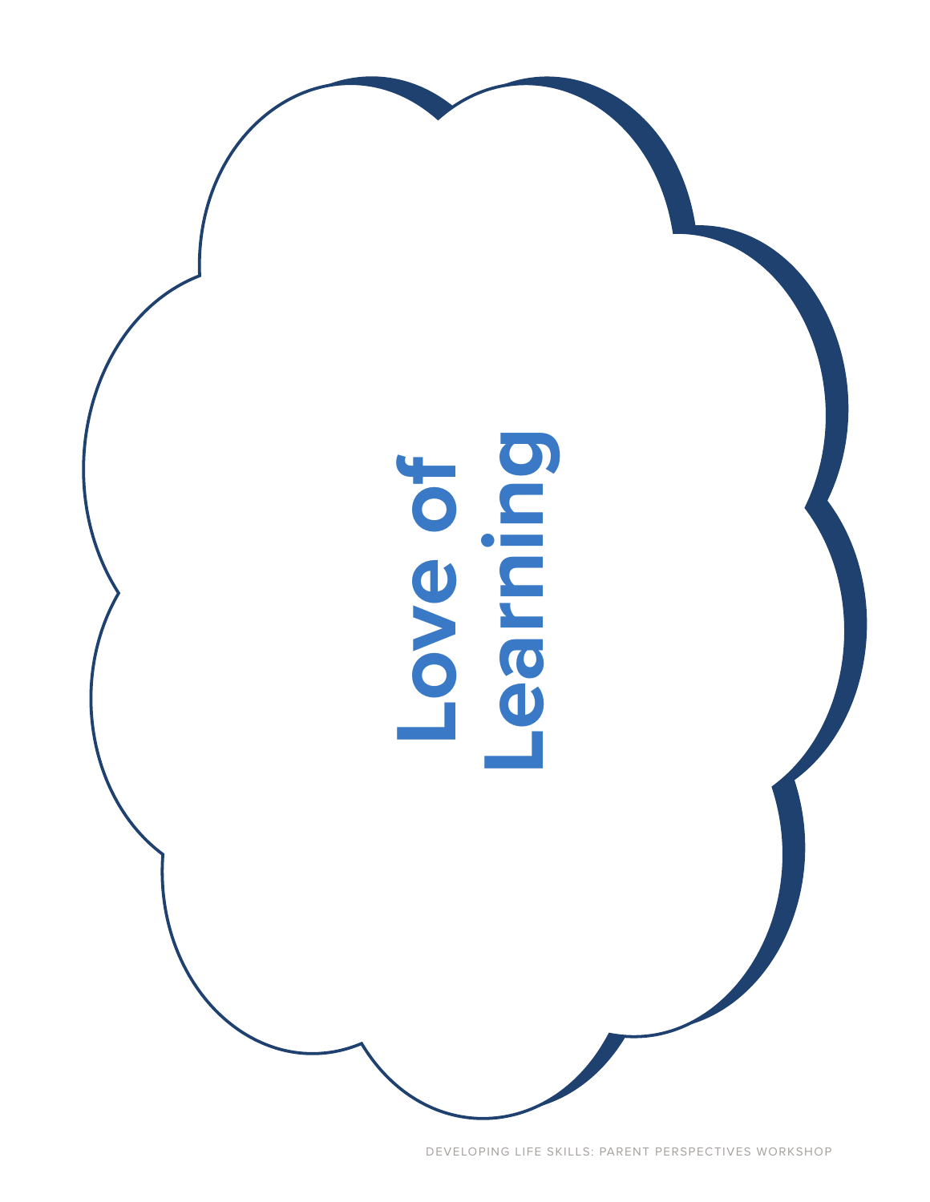# Love of Learning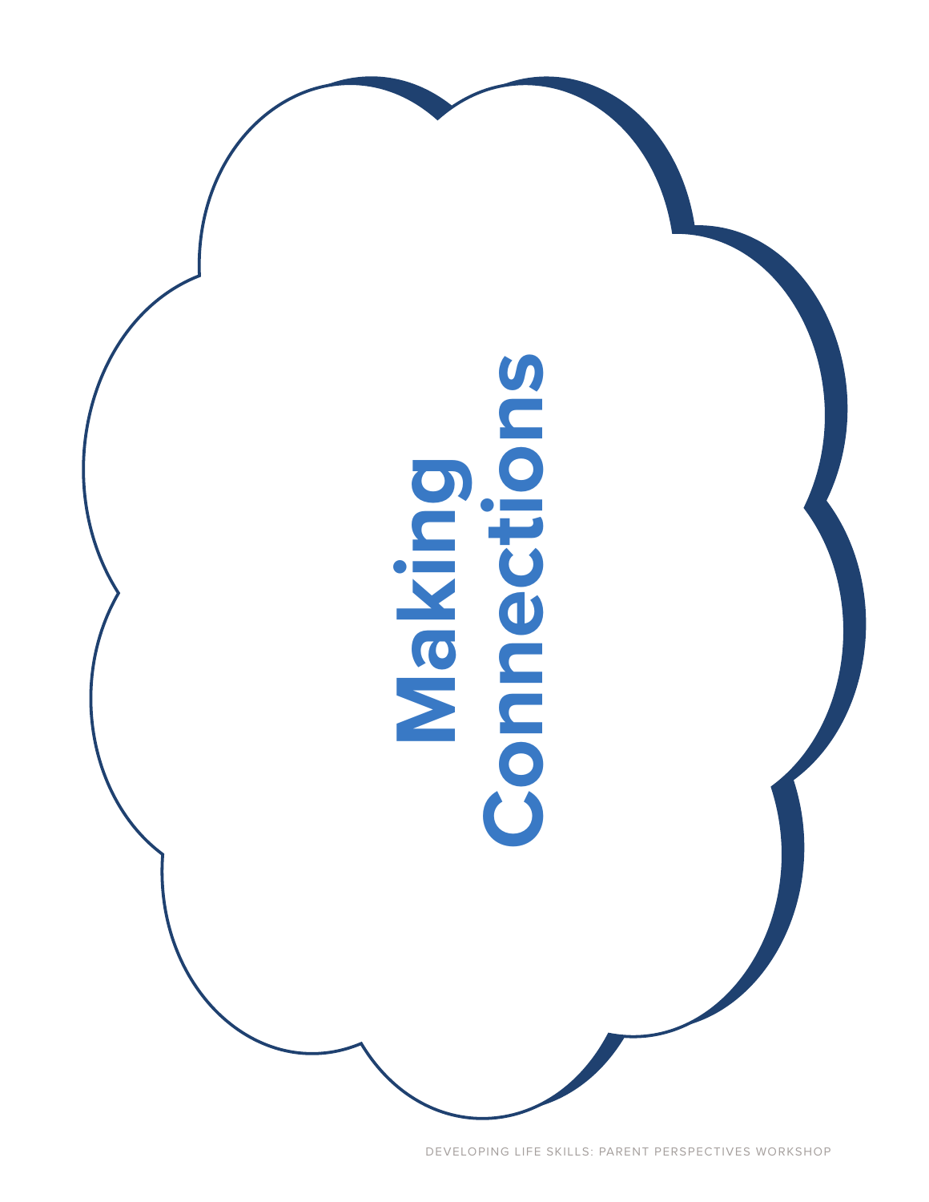# Making Connections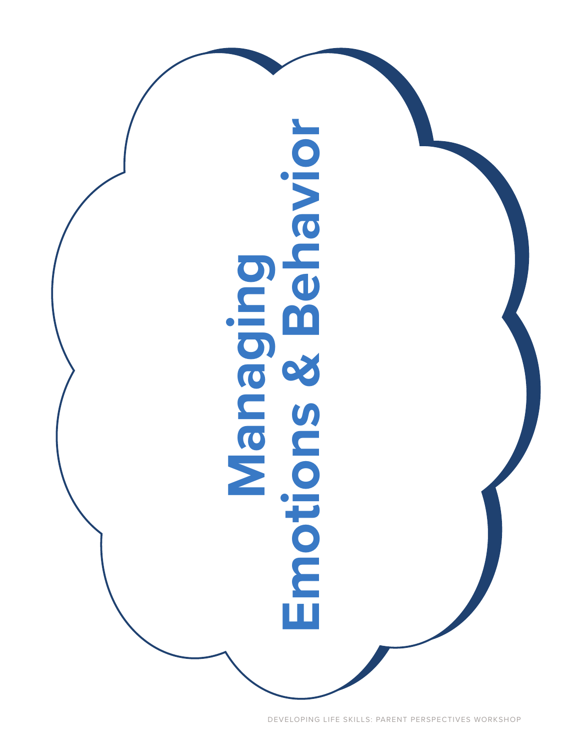# Managing Emotions & Behavior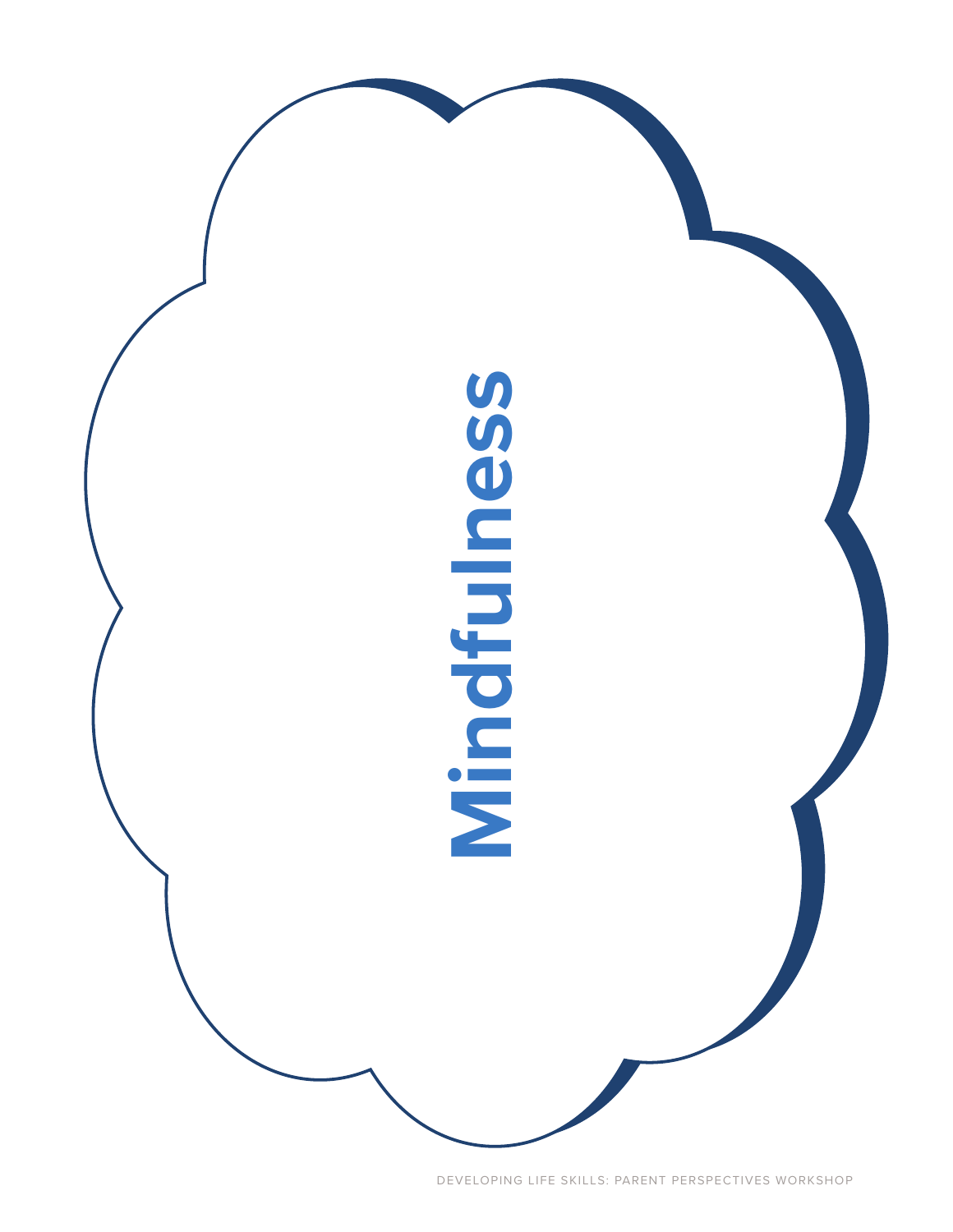# Mindfulness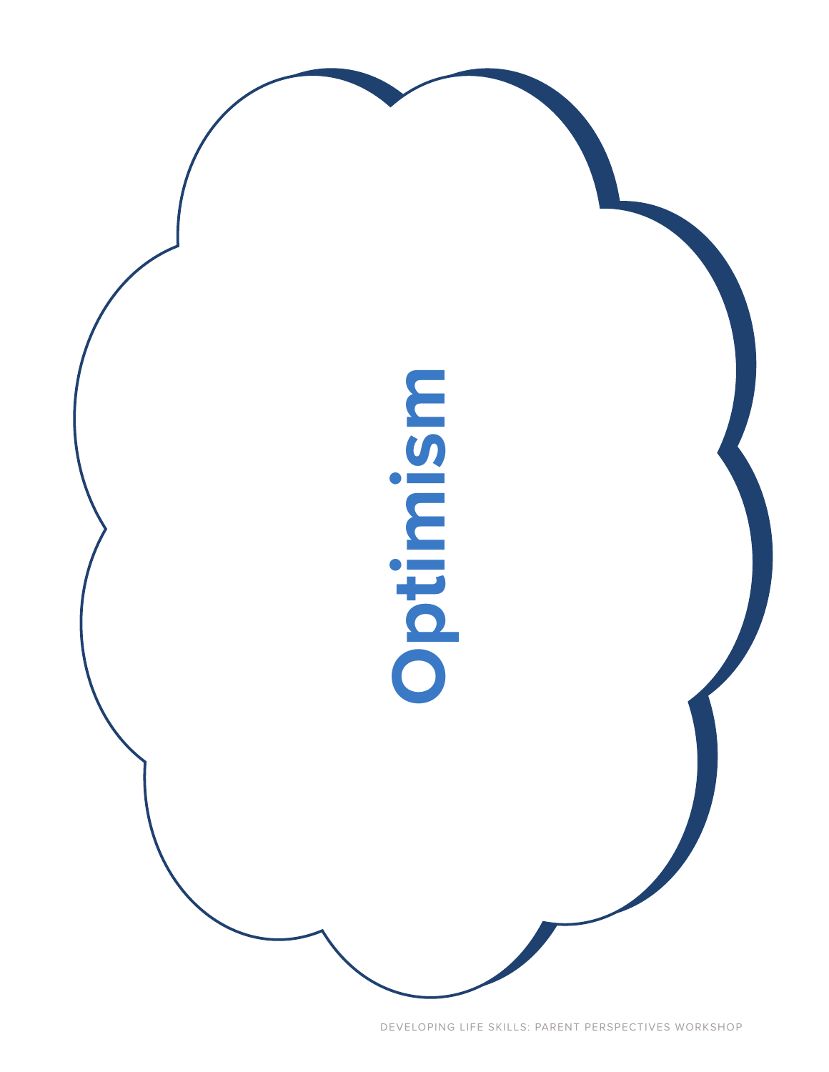# Optimism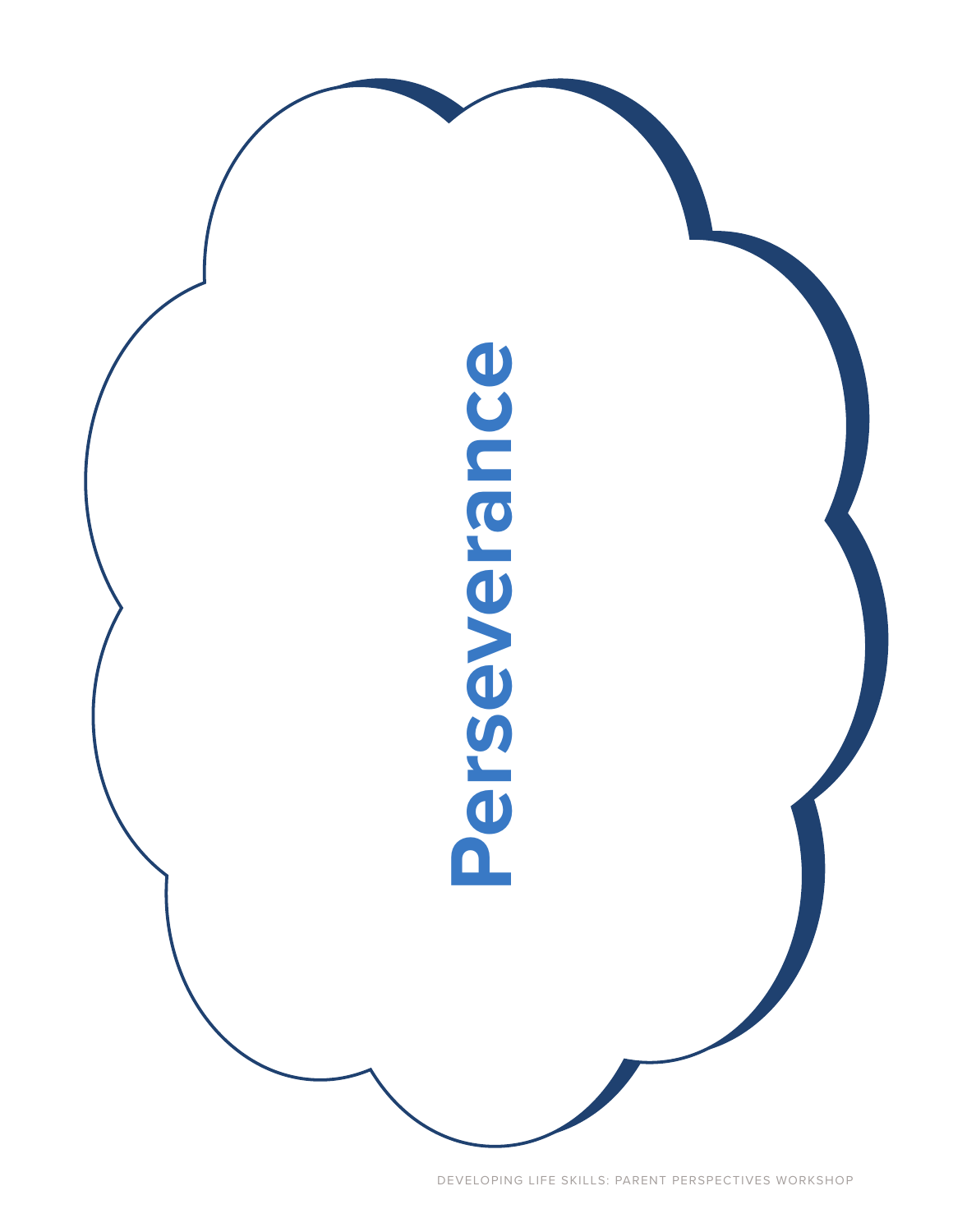# Perseverance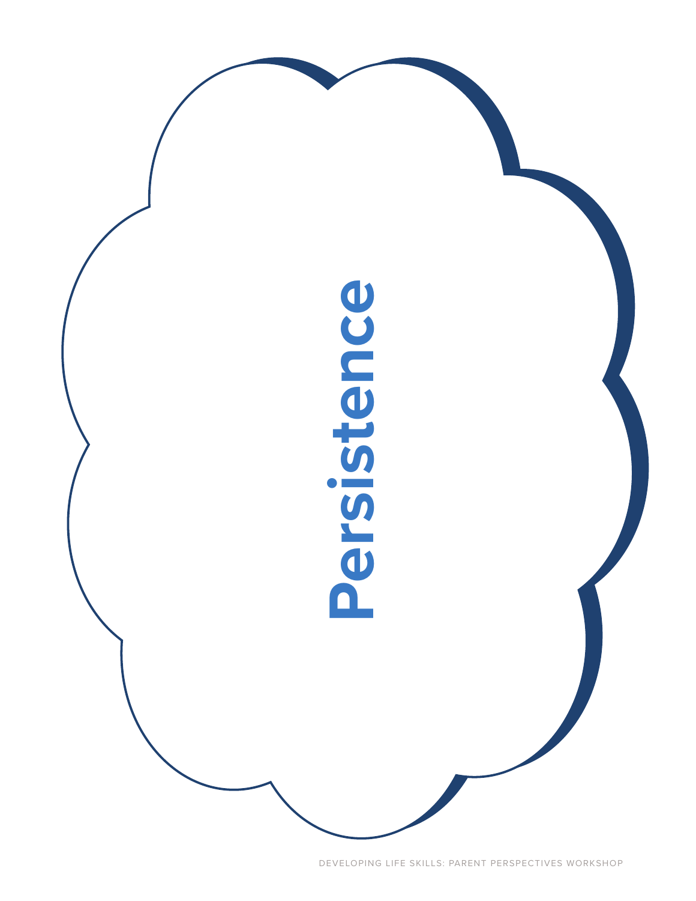# Persistence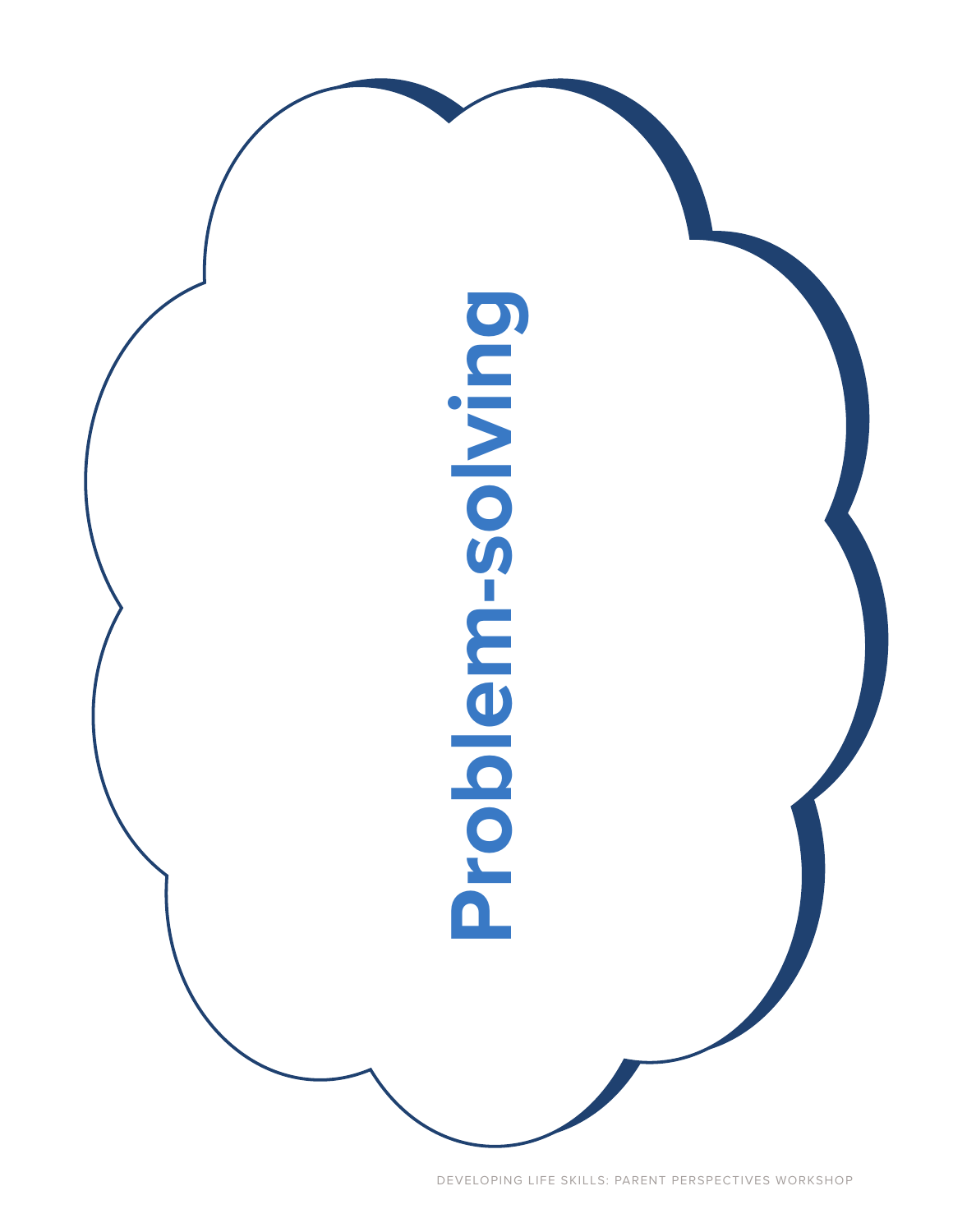# Problem-solving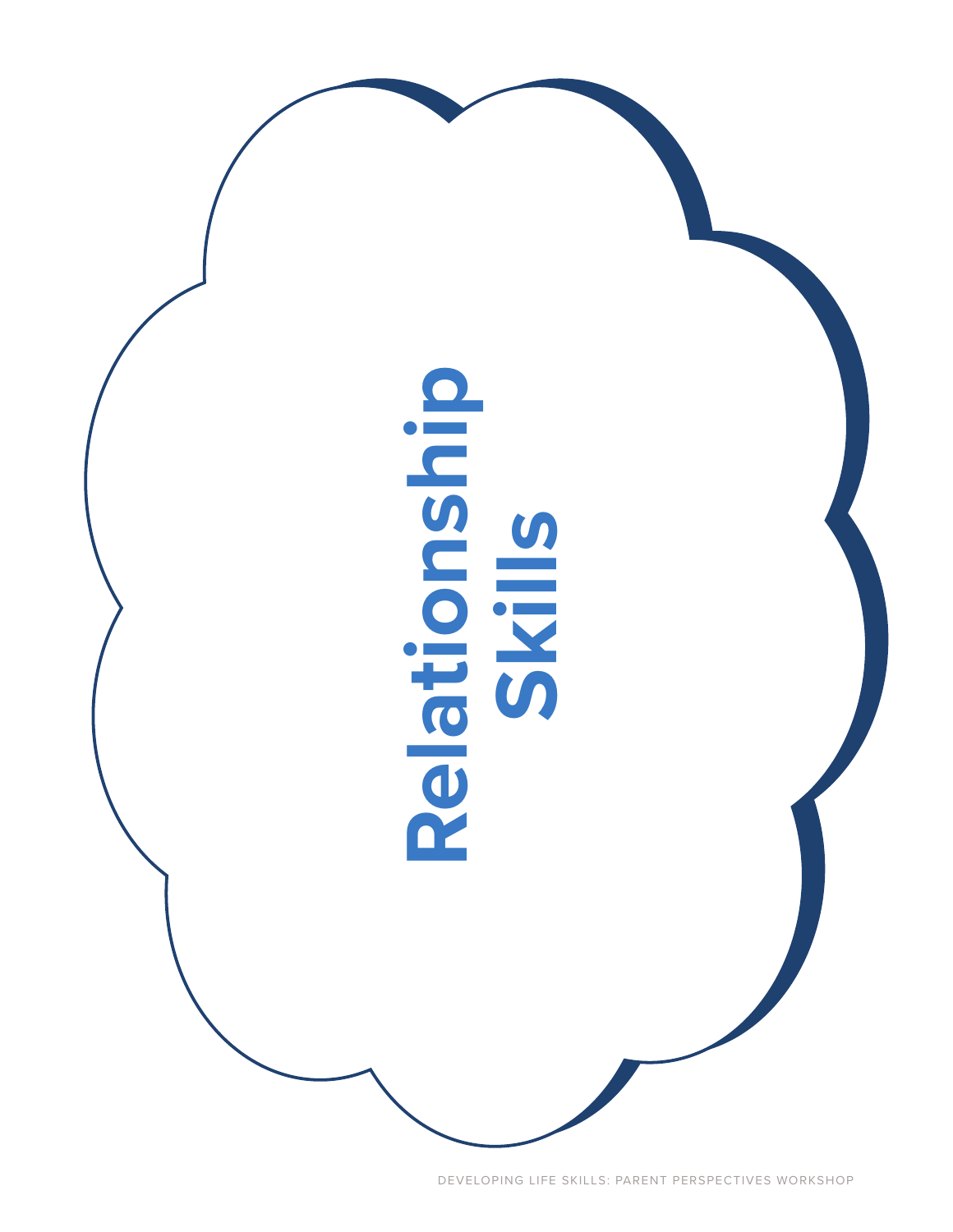# Relationship Skills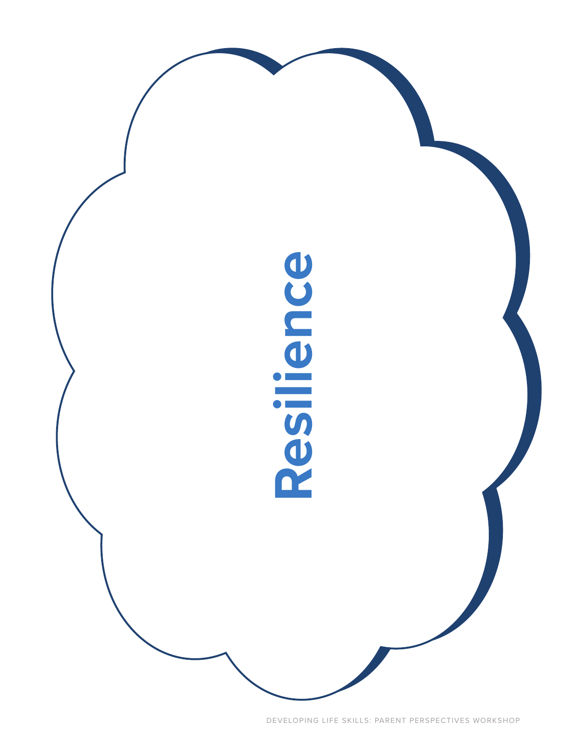# Resilience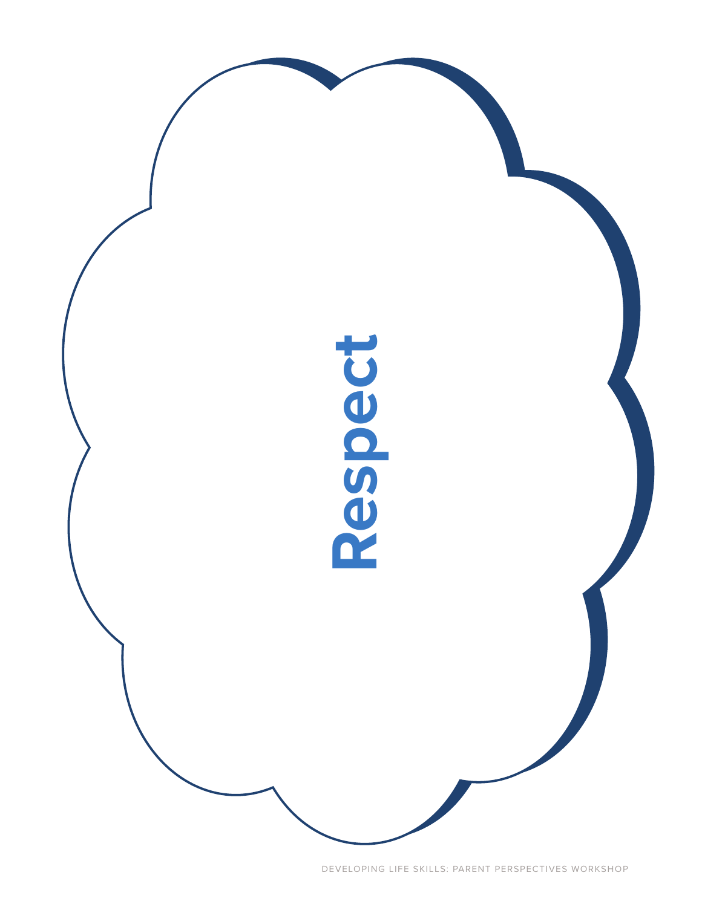# Respect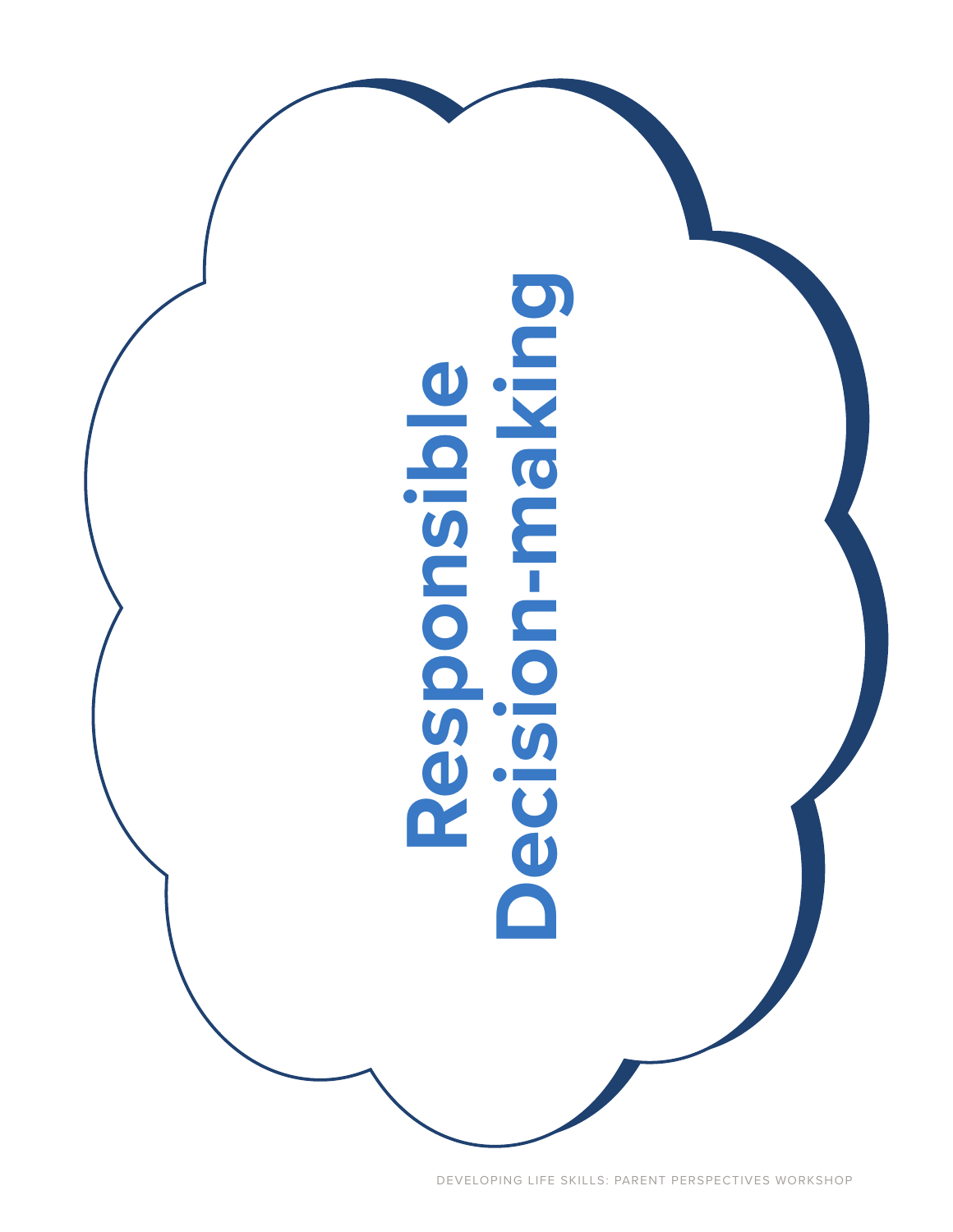# Responsible Decision-making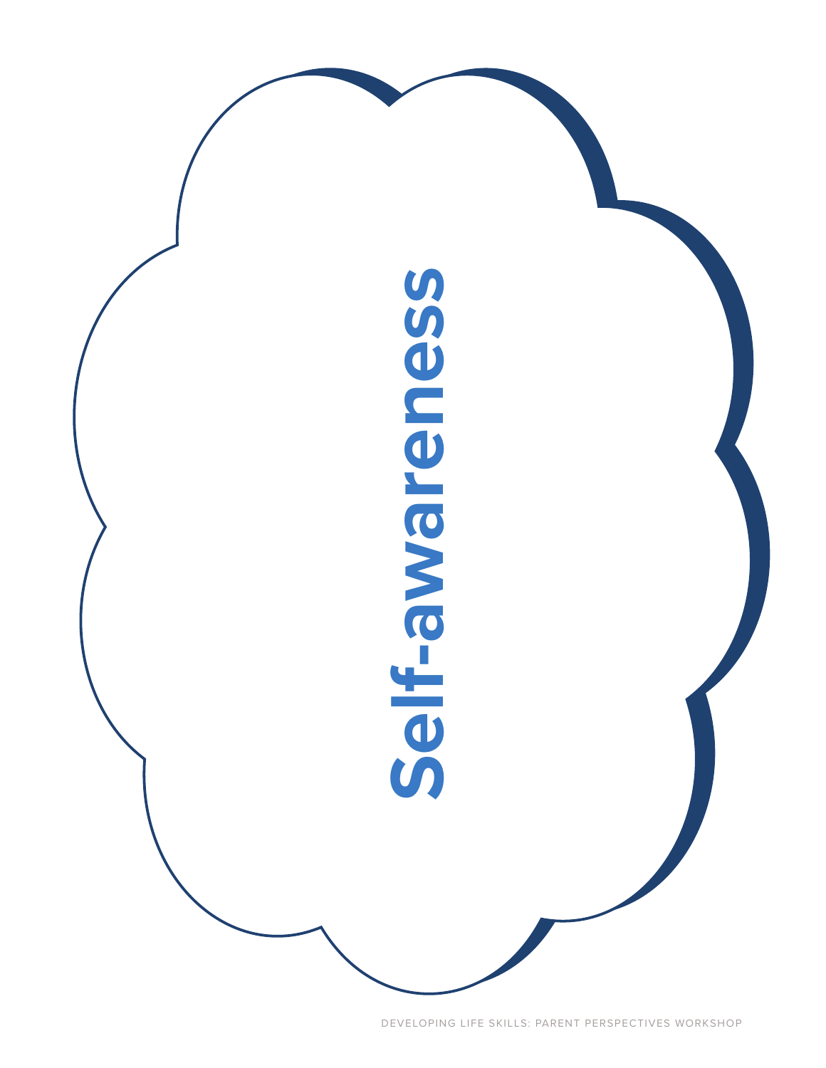# Self-awareness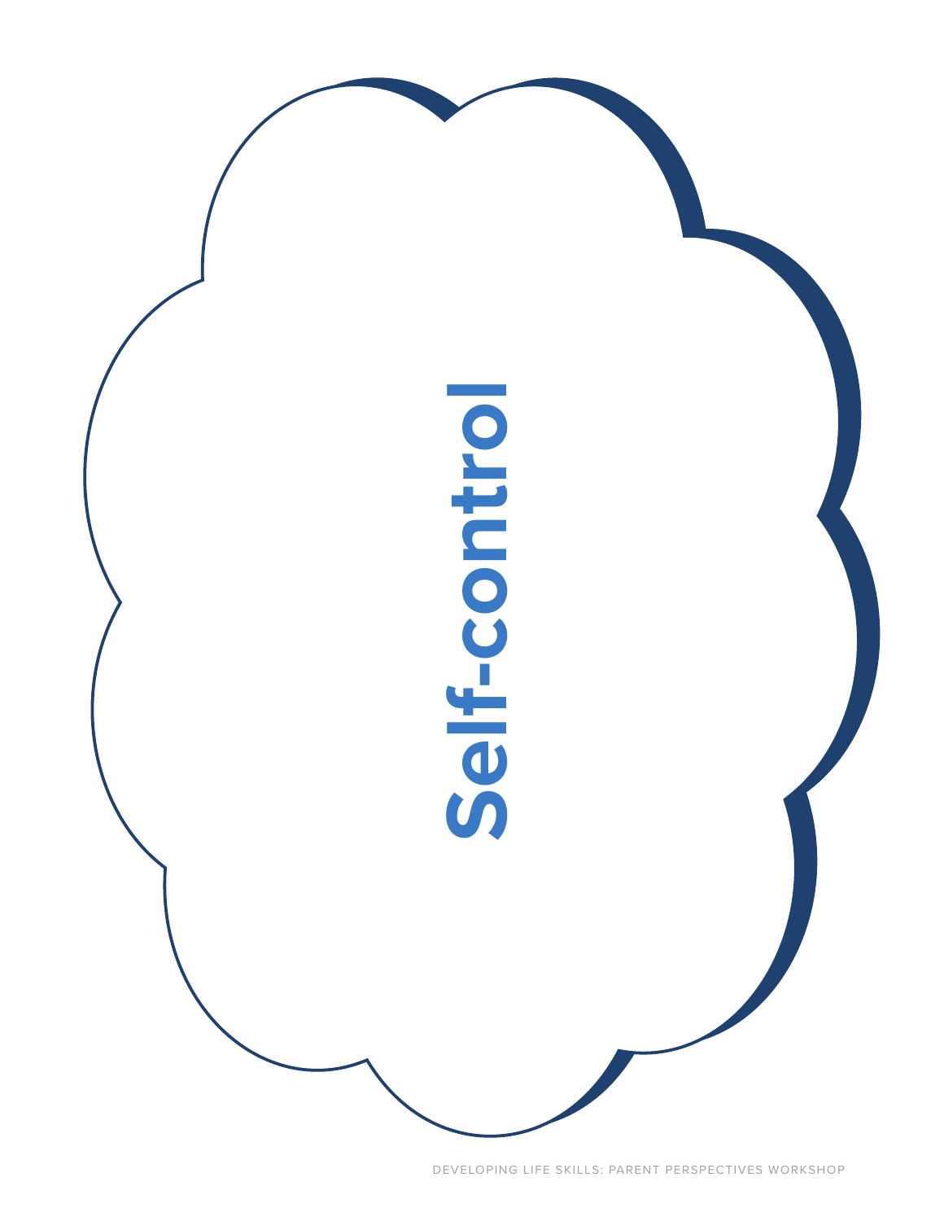# Self-control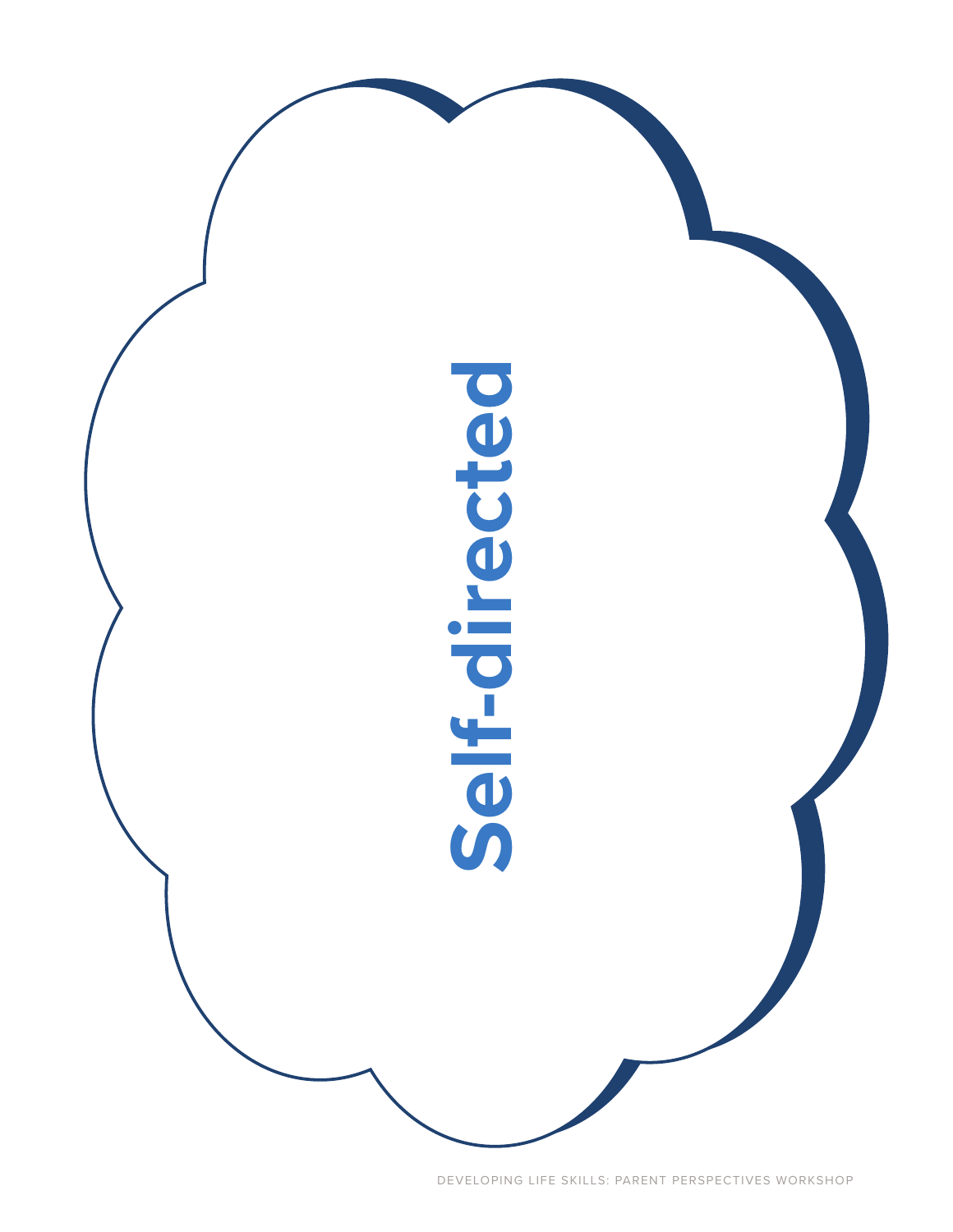# Self-directed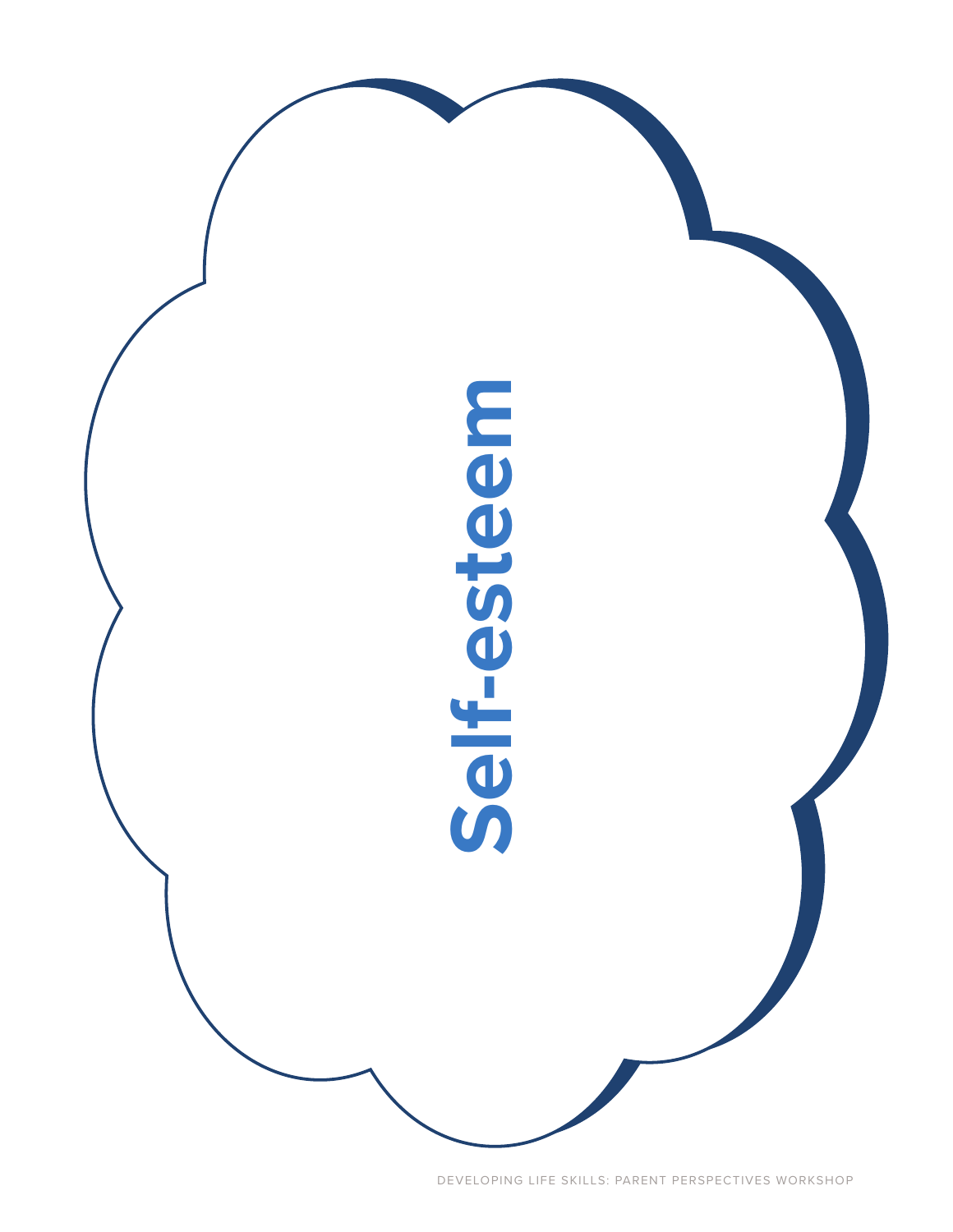# Self-esteem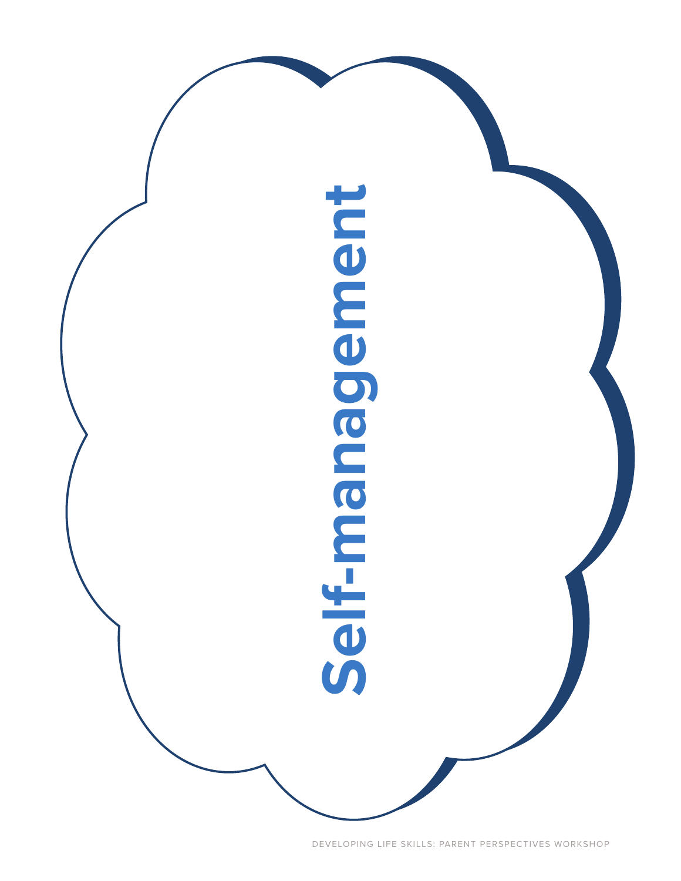# Self-management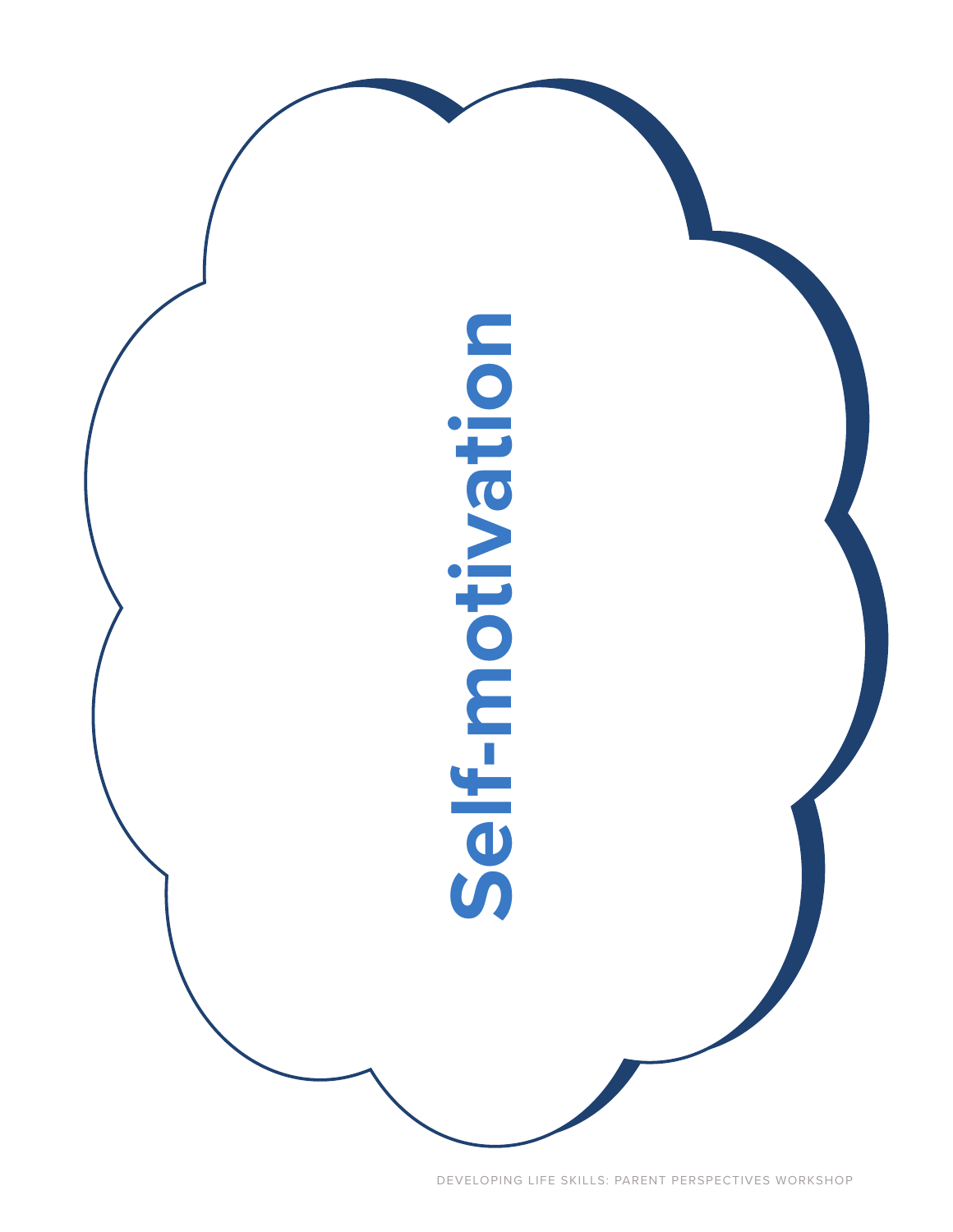# Self-motivation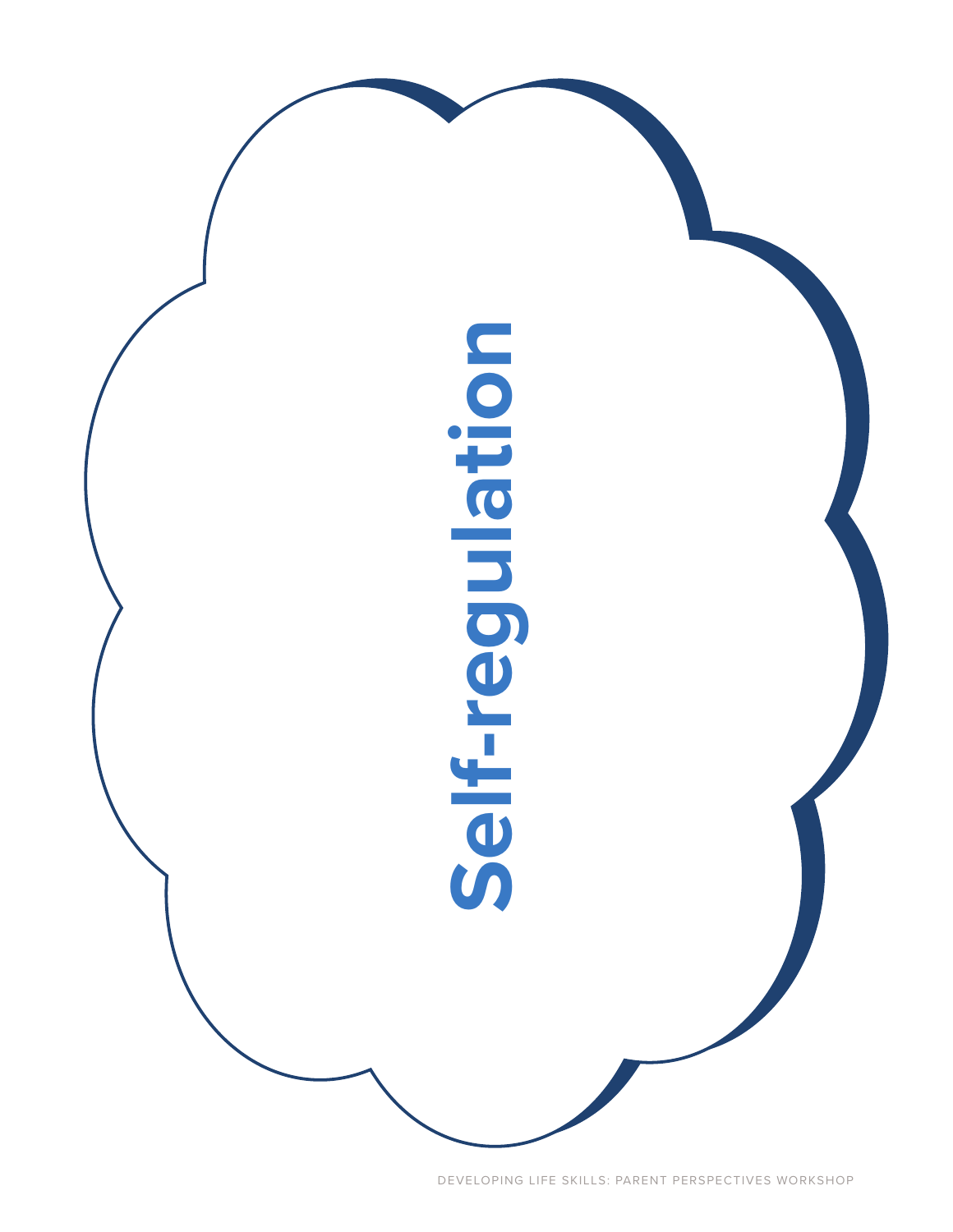# Self-regulation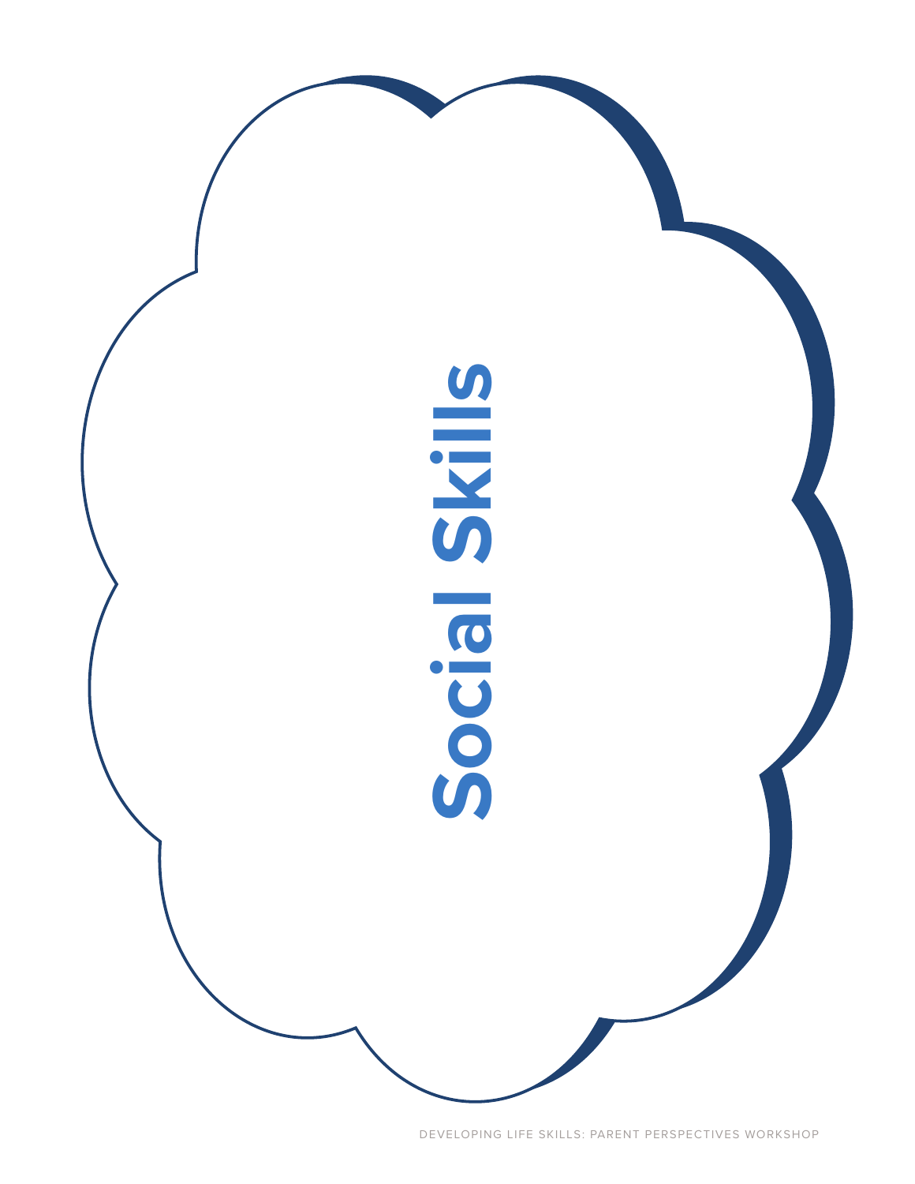# Social Skills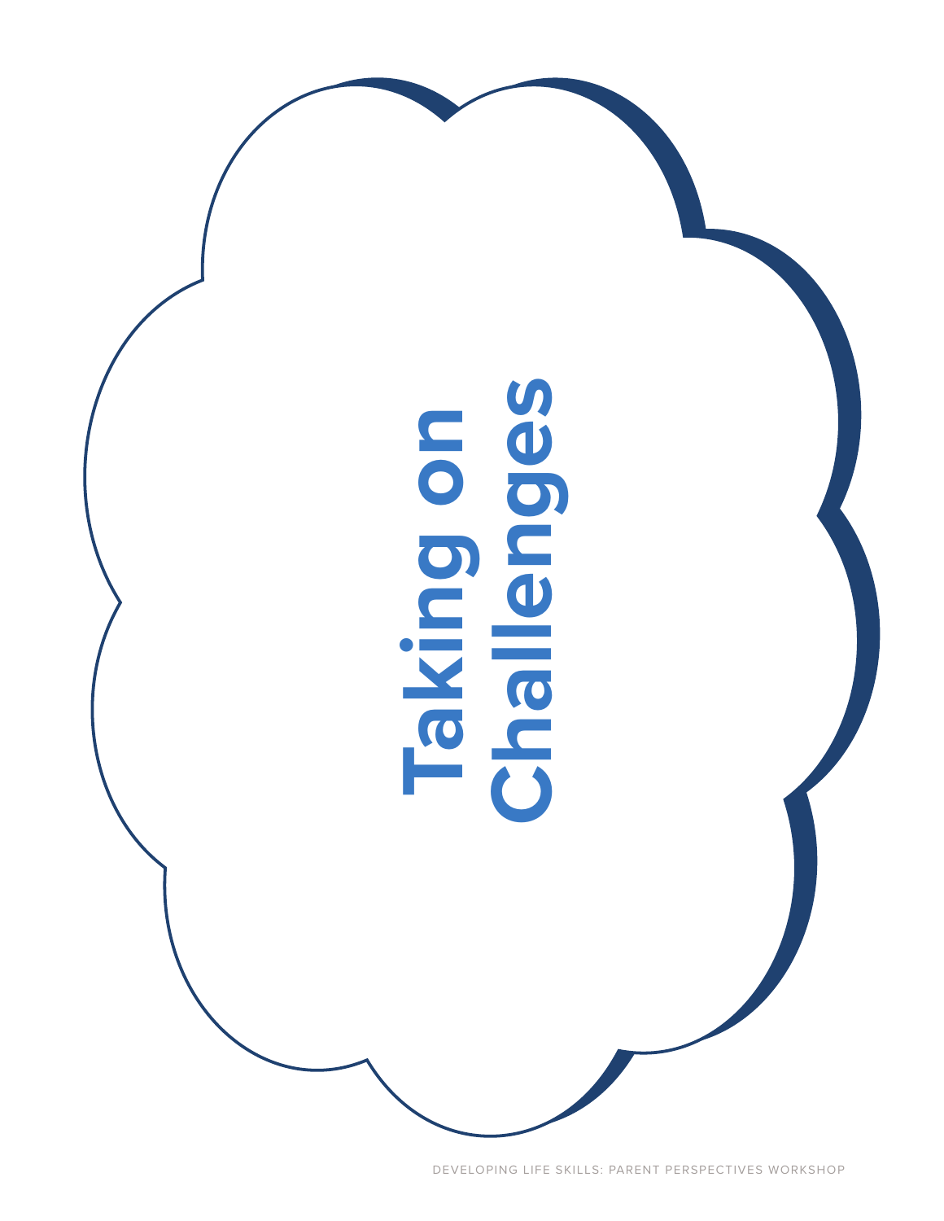# Taking on Challenges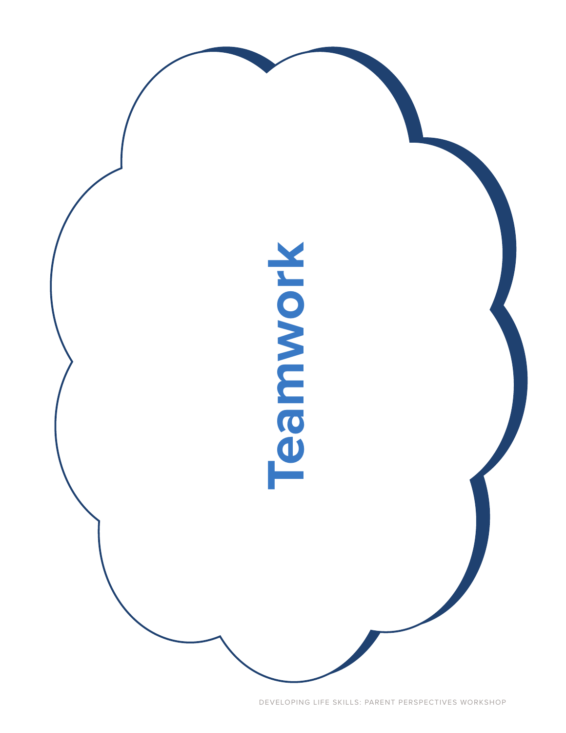# Teamwork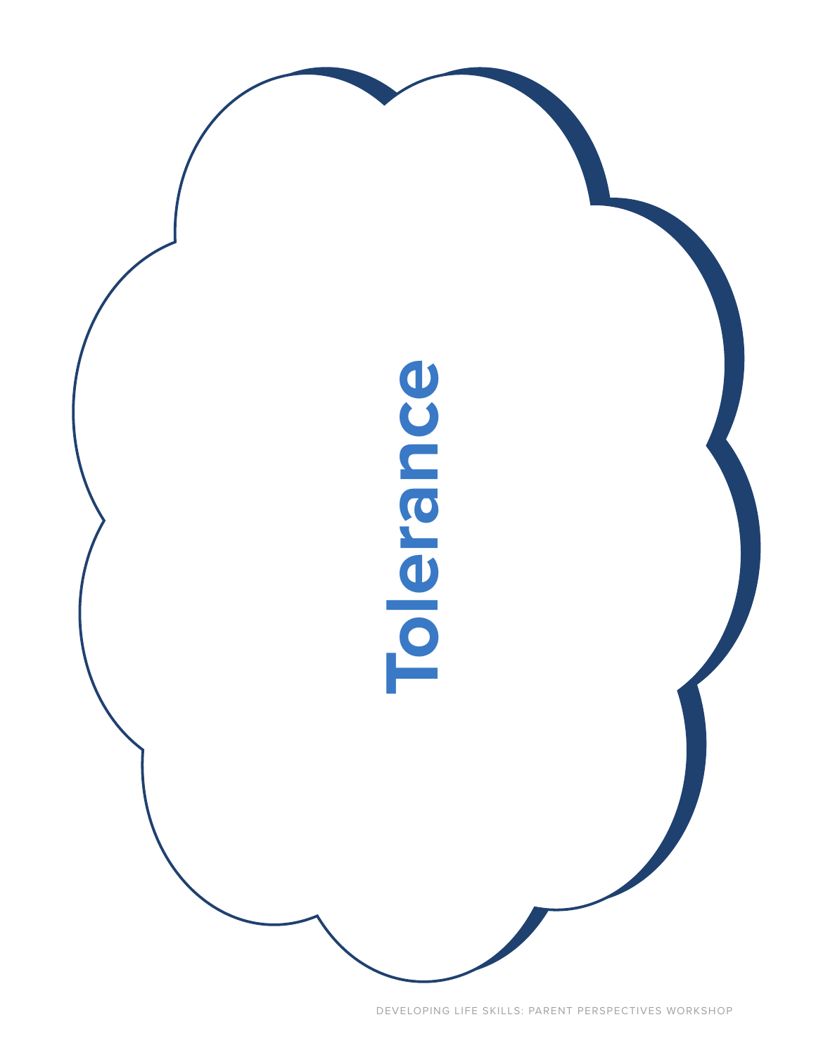# Tolerance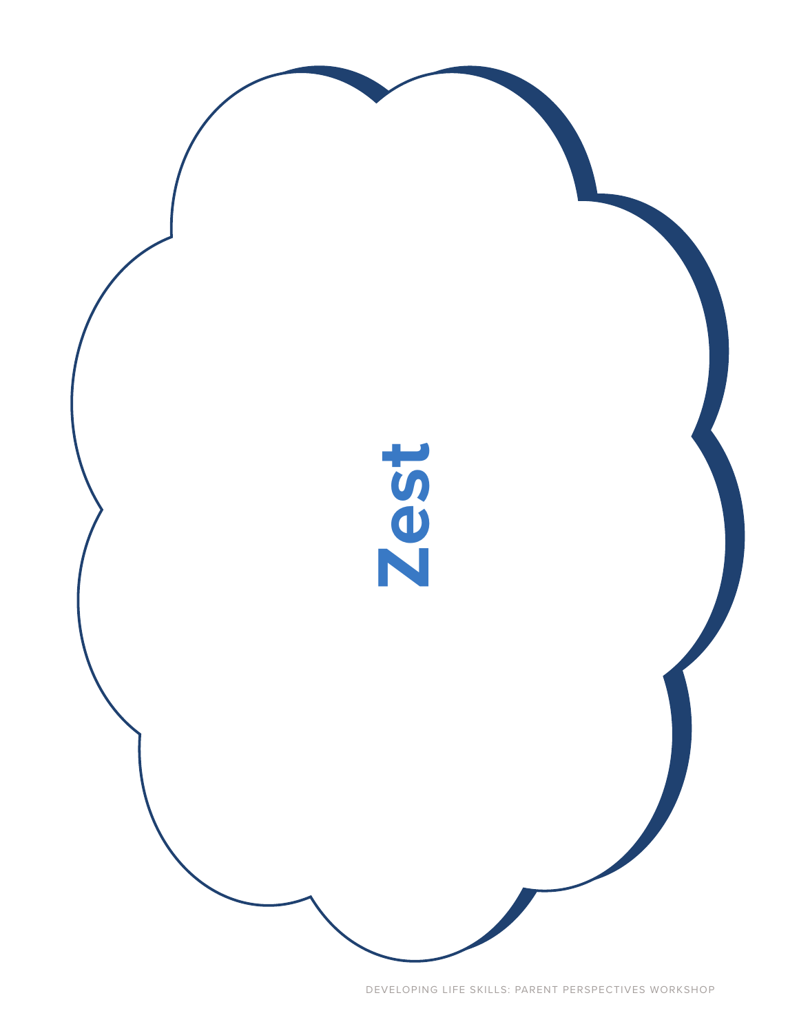Zest